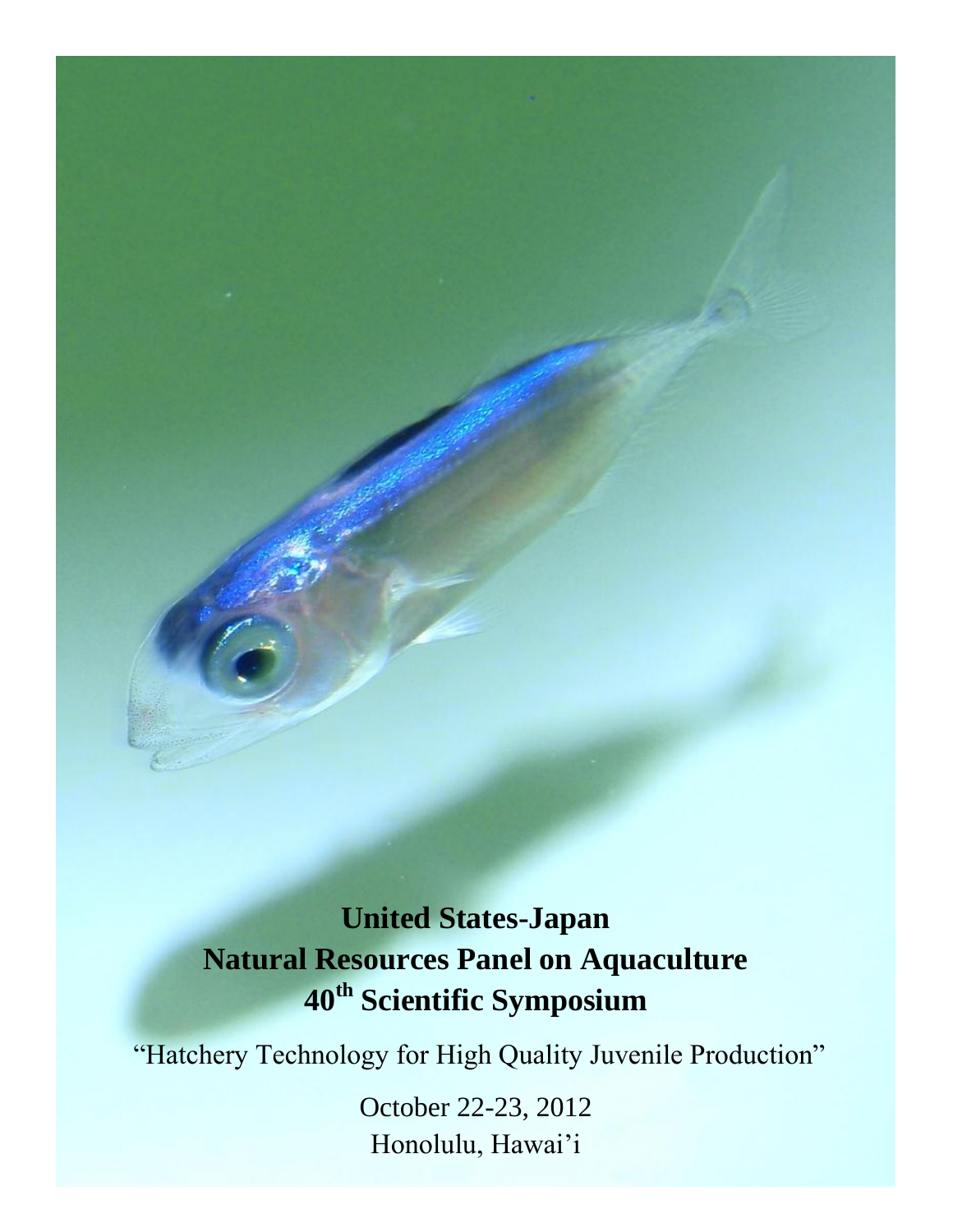# United States-Japan Natural Resources Panel on Aquaculture 40th Scientific Symposium

"Hatchery Technology for High Quality Juvenile Production"

October 22-23, 2012

Honolulu, Hawai'i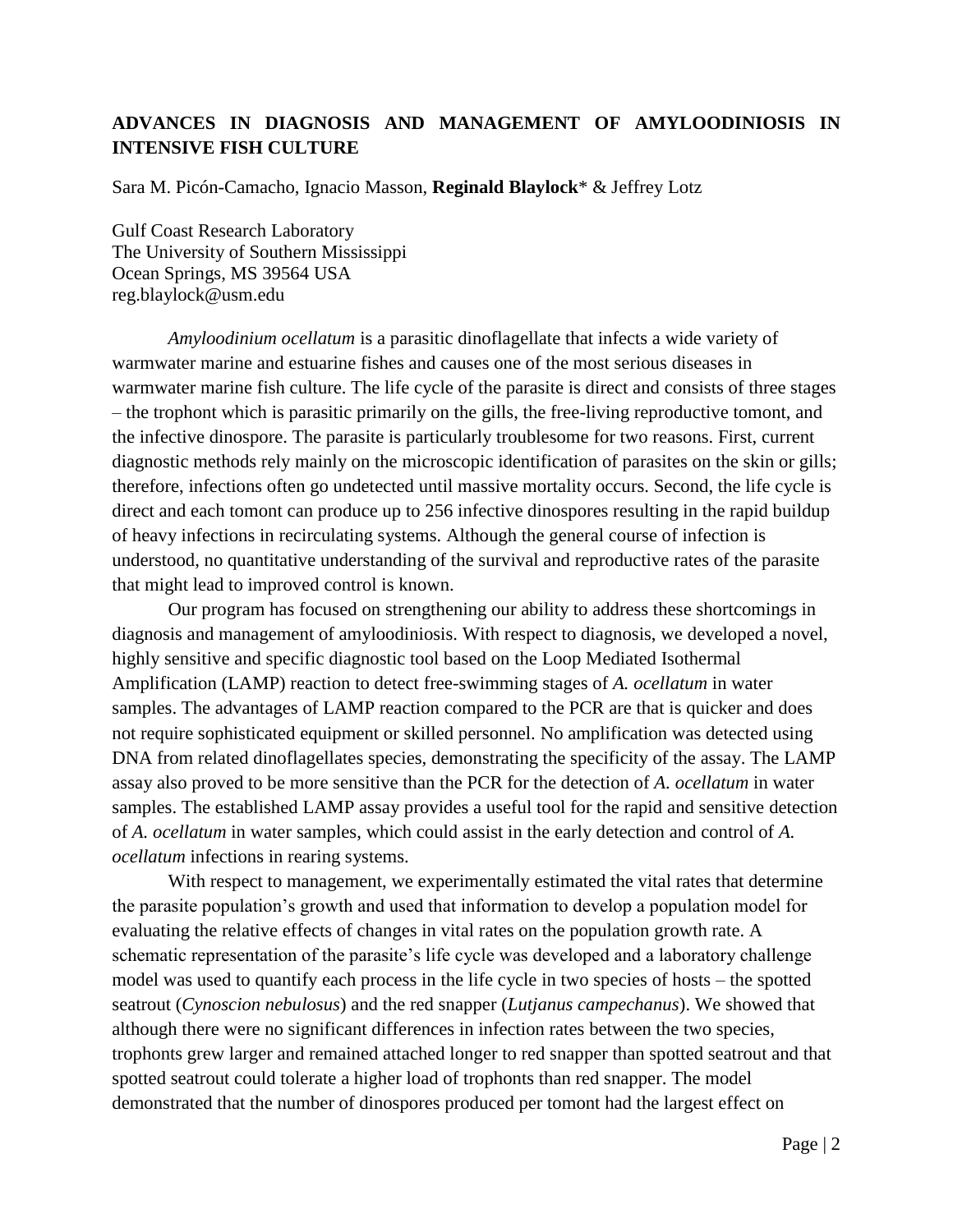## ADVANCES IN DIAGNOSIS AND MANAGEMENT OF AMYLOODINIOSIS IN INTENSIVE FISH CULTURE

Sara M. Picón-Camacho, Ignacio Masson, **Reginald Blaylock*** & Jeffrey Lotz

Gulf Coast Research Laboratory
The University of Southern Mississippi
Ocean Springs, MS 39564 USA
reg.blaylock@usm.edu

*Amyloodinium ocellatum* is a parasitic dinoflagellate that infects a wide variety of warmwater marine and estuarine fishes and causes one of the most serious diseases in warmwater marine fish culture. The life cycle of the parasite is direct and consists of three stages – the trophont which is parasitic primarily on the gills, the free-living reproductive tomont, and the infective dinospore. The parasite is particularly troublesome for two reasons. First, current diagnostic methods rely mainly on the microscopic identification of parasites on the skin or gills; therefore, infections often go undetected until massive mortality occurs. Second, the life cycle is direct and each tomont can produce up to 256 infective dinospores resulting in the rapid buildup of heavy infections in recirculating systems. Although the general course of infection is understood, no quantitative understanding of the survival and reproductive rates of the parasite that might lead to improved control is known.

Our program has focused on strengthening our ability to address these shortcomings in diagnosis and management of amyloodiniosis. With respect to diagnosis, we developed a novel, highly sensitive and specific diagnostic tool based on the Loop Mediated Isothermal Amplification (LAMP) reaction to detect free-swimming stages of *A. ocellatum* in water samples. The advantages of LAMP reaction compared to the PCR are that is quicker and does not require sophisticated equipment or skilled personnel. No amplification was detected using DNA from related dinoflagellates species, demonstrating the specificity of the assay. The LAMP assay also proved to be more sensitive than the PCR for the detection of *A. ocellatum* in water samples. The established LAMP assay provides a useful tool for the rapid and sensitive detection of *A. ocellatum* in water samples, which could assist in the early detection and control of *A. ocellatum* infections in rearing systems.

With respect to management, we experimentally estimated the vital rates that determine the parasite population's growth and used that information to develop a population model for evaluating the relative effects of changes in vital rates on the population growth rate. A schematic representation of the parasite's life cycle was developed and a laboratory challenge model was used to quantify each process in the life cycle in two species of hosts – the spotted seatrout (*Cynoscion nebulosus*) and the red snapper (*Lutjanus campechanus*). We showed that although there were no significant differences in infection rates between the two species, trophonts grew larger and remained attached longer to red snapper than spotted seatrout and that spotted seatrout could tolerate a higher load of trophonts than red snapper. The model demonstrated that the number of dinospores produced per tomont had the largest effect on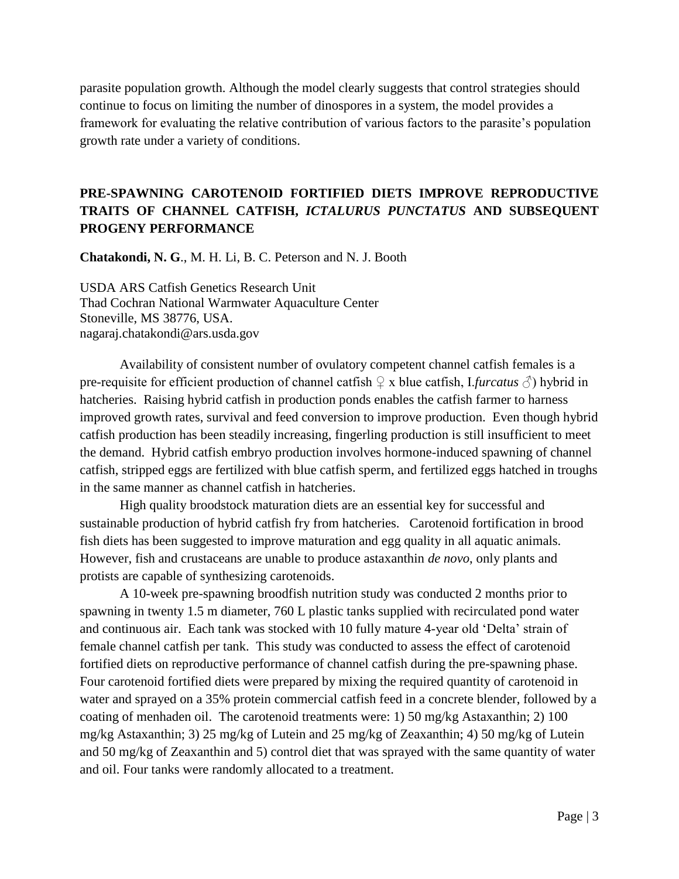parasite population growth. Although the model clearly suggests that control strategies should continue to focus on limiting the number of dinospores in a system, the model provides a framework for evaluating the relative contribution of various factors to the parasite's population growth rate under a variety of conditions.

## PRE-SPAWNING CAROTENOID FORTIFIED DIETS IMPROVE REPRODUCTIVE TRAITS OF CHANNEL CATFISH, *ICTALURUS PUNCTATUS* AND SUBSEQUENT PROGENY PERFORMANCE

**Chatakondi, N. G**., M. H. Li, B. C. Peterson and N. J. Booth

USDA ARS Catfish Genetics Research Unit
Thad Cochran National Warmwater Aquaculture Center
Stoneville, MS 38776, USA.
nagaraj.chatakondi@ars.usda.gov

Availability of consistent number of ovulatory competent channel catfish females is a pre-requisite for efficient production of channel catfish ♀ x blue catfish, I.*furcatus* ♂) hybrid in hatcheries. Raising hybrid catfish in production ponds enables the catfish farmer to harness improved growth rates, survival and feed conversion to improve production. Even though hybrid catfish production has been steadily increasing, fingerling production is still insufficient to meet the demand. Hybrid catfish embryo production involves hormone-induced spawning of channel catfish, stripped eggs are fertilized with blue catfish sperm, and fertilized eggs hatched in troughs in the same manner as channel catfish in hatcheries.

High quality broodstock maturation diets are an essential key for successful and sustainable production of hybrid catfish fry from hatcheries. Carotenoid fortification in brood fish diets has been suggested to improve maturation and egg quality in all aquatic animals. However, fish and crustaceans are unable to produce astaxanthin *de novo*, only plants and protists are capable of synthesizing carotenoids.

A 10-week pre-spawning broodfish nutrition study was conducted 2 months prior to spawning in twenty 1.5 m diameter, 760 L plastic tanks supplied with recirculated pond water and continuous air. Each tank was stocked with 10 fully mature 4-year old 'Delta' strain of female channel catfish per tank. This study was conducted to assess the effect of carotenoid fortified diets on reproductive performance of channel catfish during the pre-spawning phase. Four carotenoid fortified diets were prepared by mixing the required quantity of carotenoid in water and sprayed on a 35% protein commercial catfish feed in a concrete blender, followed by a coating of menhaden oil. The carotenoid treatments were: 1) 50 mg/kg Astaxanthin; 2) 100 mg/kg Astaxanthin; 3) 25 mg/kg of Lutein and 25 mg/kg of Zeaxanthin; 4) 50 mg/kg of Lutein and 50 mg/kg of Zeaxanthin and 5) control diet that was sprayed with the same quantity of water and oil. Four tanks were randomly allocated to a treatment.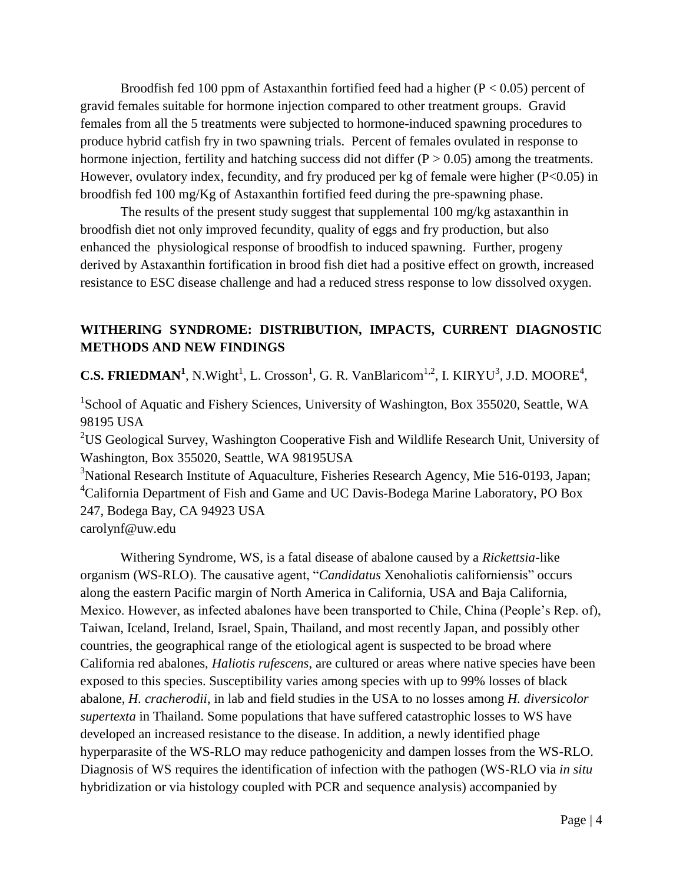Broodfish fed 100 ppm of Astaxanthin fortified feed had a higher ($P < 0.05$) percent of gravid females suitable for hormone injection compared to other treatment groups. Gravid females from all the 5 treatments were subjected to hormone-induced spawning procedures to produce hybrid catfish fry in two spawning trials. Percent of females ovulated in response to hormone injection, fertility and hatching success did not differ ($P > 0.05$) among the treatments. However, ovulatory index, fecundity, and fry produced per kg of female were higher ($P<0.05$) in broodfish fed 100 mg/Kg of Astaxanthin fortified feed during the pre-spawning phase.

The results of the present study suggest that supplemental 100 mg/kg astaxanthin in broodfish diet not only improved fecundity, quality of eggs and fry production, but also enhanced the physiological response of broodfish to induced spawning. Further, progeny derived by Astaxanthin fortification in brood fish diet had a positive effect on growth, increased resistance to ESC disease challenge and had a reduced stress response to low dissolved oxygen.

## WITHERING SYNDROME: DISTRIBUTION, IMPACTS, CURRENT DIAGNOSTIC METHODS AND NEW FINDINGS

**C.S. FRIEDMAN[1]**, N.Wight[1], L. Crosson[1], G. R. VanBlaricom[1,2], I. KIRYU[3], J.D. MOORE[4],

[1]School of Aquatic and Fishery Sciences, University of Washington, Box 355020, Seattle, WA 98195 USA

[2]US Geological Survey, Washington Cooperative Fish and Wildlife Research Unit, University of Washington, Box 355020, Seattle, WA 98195USA

[3]National Research Institute of Aquaculture, Fisheries Research Agency, Mie 516-0193, Japan;

[4]California Department of Fish and Game and UC Davis-Bodega Marine Laboratory, PO Box 247, Bodega Bay, CA 94923 USA

carolynf@uw.edu

Withering Syndrome, WS, is a fatal disease of abalone caused by a *Rickettsia*-like organism (WS-RLO). The causative agent, "*Candidatus* Xenohaliotis californiensis" occurs along the eastern Pacific margin of North America in California, USA and Baja California, Mexico. However, as infected abalones have been transported to Chile, China (People's Rep. of), Taiwan, Iceland, Ireland, Israel, Spain, Thailand, and most recently Japan, and possibly other countries, the geographical range of the etiological agent is suspected to be broad where California red abalones, *Haliotis rufescens,* are cultured or areas where native species have been exposed to this species. Susceptibility varies among species with up to 99% losses of black abalone, *H. cracherodii*, in lab and field studies in the USA to no losses among *H. diversicolor supertexta* in Thailand. Some populations that have suffered catastrophic losses to WS have developed an increased resistance to the disease. In addition, a newly identified phage hyperparasite of the WS-RLO may reduce pathogenicity and dampen losses from the WS-RLO. Diagnosis of WS requires the identification of infection with the pathogen (WS-RLO via *in situ* hybridization or via histology coupled with PCR and sequence analysis) accompanied by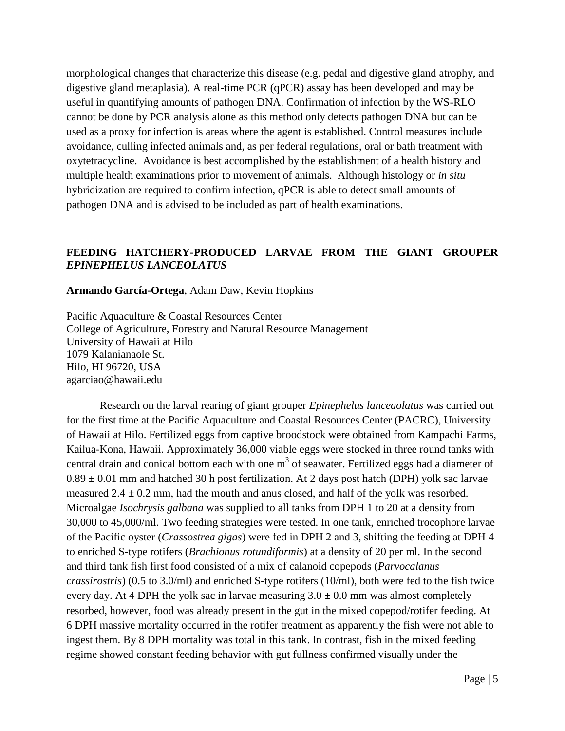morphological changes that characterize this disease (e.g. pedal and digestive gland atrophy, and digestive gland metaplasia). A real-time PCR (qPCR) assay has been developed and may be useful in quantifying amounts of pathogen DNA. Confirmation of infection by the WS-RLO cannot be done by PCR analysis alone as this method only detects pathogen DNA but can be used as a proxy for infection is areas where the agent is established. Control measures include avoidance, culling infected animals and, as per federal regulations, oral or bath treatment with oxytetracycline. Avoidance is best accomplished by the establishment of a health history and multiple health examinations prior to movement of animals. Although histology or *in situ* hybridization are required to confirm infection, qPCR is able to detect small amounts of pathogen DNA and is advised to be included as part of health examinations.

## FEEDING HATCHERY-PRODUCED LARVAE FROM THE GIANT GROUPER *EPINEPHELUS LANCEOLATUS*

**Armando García-Ortega**, Adam Daw, Kevin Hopkins

Pacific Aquaculture & Coastal Resources Center
College of Agriculture, Forestry and Natural Resource Management
University of Hawaii at Hilo
1079 Kalanianaole St.
Hilo, HI 96720, USA
agarciao@hawaii.edu

Research on the larval rearing of giant grouper *Epinephelus lanceaolatus* was carried out for the first time at the Pacific Aquaculture and Coastal Resources Center (PACRC), University of Hawaii at Hilo. Fertilized eggs from captive broodstock were obtained from Kampachi Farms, Kailua-Kona, Hawaii. Approximately 36,000 viable eggs were stocked in three round tanks with central drain and conical bottom each with one $m^3$ of seawater. Fertilized eggs had a diameter of $0.89 \pm 0.01$ mm and hatched 30 h post fertilization. At 2 days post hatch (DPH) yolk sac larvae measured $2.4 \pm 0.2$ mm, had the mouth and anus closed, and half of the yolk was resorbed. Microalgae *Isochrysis galbana* was supplied to all tanks from DPH 1 to 20 at a density from 30,000 to 45,000/ml. Two feeding strategies were tested. In one tank, enriched trocophore larvae of the Pacific oyster (*Crassostrea gigas*) were fed in DPH 2 and 3, shifting the feeding at DPH 4 to enriched S-type rotifers (*Brachionus rotundiformis*) at a density of 20 per ml. In the second and third tank fish first food consisted of a mix of calanoid copepods (*Parvocalanus crassirostris*) (0.5 to 3.0/ml) and enriched S-type rotifers (10/ml), both were fed to the fish twice every day. At 4 DPH the yolk sac in larvae measuring $3.0 \pm 0.0$ mm was almost completely resorbed, however, food was already present in the gut in the mixed copepod/rotifer feeding. At 6 DPH massive mortality occurred in the rotifer treatment as apparently the fish were not able to ingest them. By 8 DPH mortality was total in this tank. In contrast, fish in the mixed feeding regime showed constant feeding behavior with gut fullness confirmed visually under the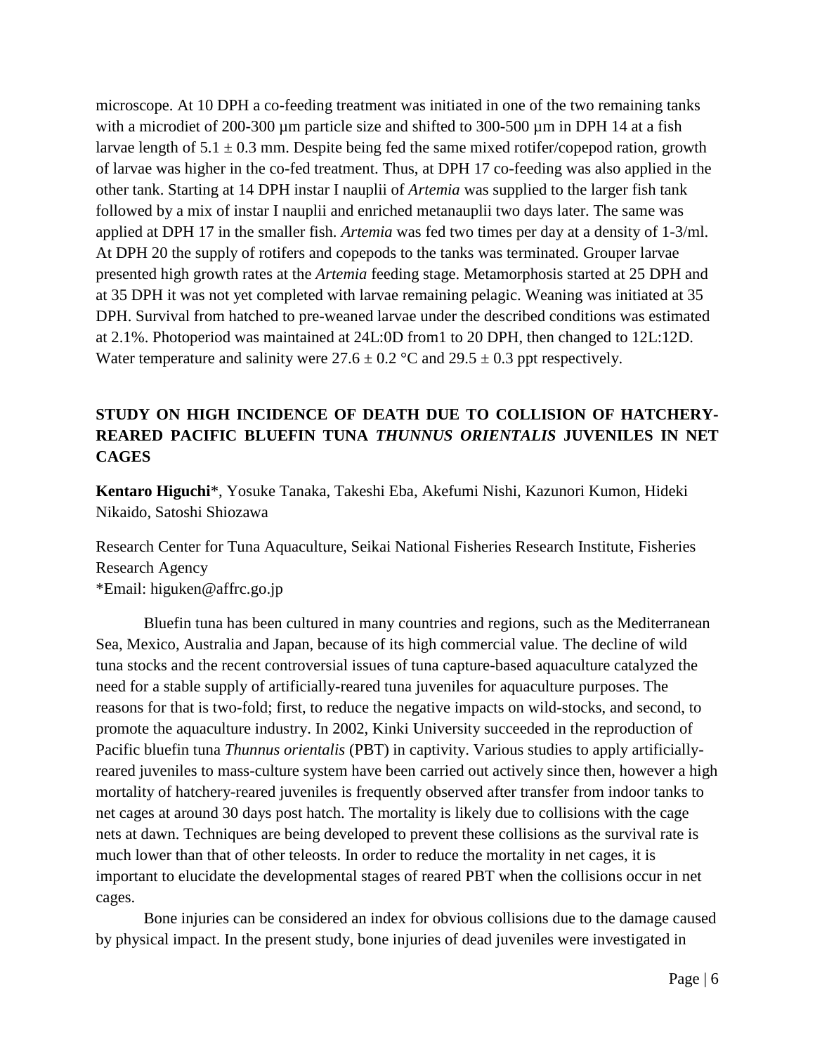microscope. At 10 DPH a co-feeding treatment was initiated in one of the two remaining tanks with a microdiet of 200-300 µm particle size and shifted to 300-500 µm in DPH 14 at a fish larvae length of 5.1 ± 0.3 mm. Despite being fed the same mixed rotifer/copepod ration, growth of larvae was higher in the co-fed treatment. Thus, at DPH 17 co-feeding was also applied in the other tank. Starting at 14 DPH instar I nauplii of *Artemia* was supplied to the larger fish tank followed by a mix of instar I nauplii and enriched metanauplii two days later. The same was applied at DPH 17 in the smaller fish. *Artemia* was fed two times per day at a density of 1-3/ml. At DPH 20 the supply of rotifers and copepods to the tanks was terminated. Grouper larvae presented high growth rates at the *Artemia* feeding stage. Metamorphosis started at 25 DPH and at 35 DPH it was not yet completed with larvae remaining pelagic. Weaning was initiated at 35 DPH. Survival from hatched to pre-weaned larvae under the described conditions was estimated at 2.1%. Photoperiod was maintained at 24L:0D from1 to 20 DPH, then changed to 12L:12D. Water temperature and salinity were 27.6 ± 0.2 °C and 29.5 ± 0.3 ppt respectively.

## STUDY ON HIGH INCIDENCE OF DEATH DUE TO COLLISION OF HATCHERY-REARED PACIFIC BLUEFIN TUNA *THUNNUS ORIENTALIS* JUVENILES IN NET CAGES

**Kentaro Higuchi**\*, Yosuke Tanaka, Takeshi Eba, Akefumi Nishi, Kazunori Kumon, Hideki Nikaido, Satoshi Shiozawa

Research Center for Tuna Aquaculture, Seikai National Fisheries Research Institute, Fisheries Research Agency
\*Email: higuken@affrc.go.jp

Bluefin tuna has been cultured in many countries and regions, such as the Mediterranean Sea, Mexico, Australia and Japan, because of its high commercial value. The decline of wild tuna stocks and the recent controversial issues of tuna capture-based aquaculture catalyzed the need for a stable supply of artificially-reared tuna juveniles for aquaculture purposes. The reasons for that is two-fold; first, to reduce the negative impacts on wild-stocks, and second, to promote the aquaculture industry. In 2002, Kinki University succeeded in the reproduction of Pacific bluefin tuna *Thunnus orientalis* (PBT) in captivity. Various studies to apply artificially-reared juveniles to mass-culture system have been carried out actively since then, however a high mortality of hatchery-reared juveniles is frequently observed after transfer from indoor tanks to net cages at around 30 days post hatch. The mortality is likely due to collisions with the cage nets at dawn. Techniques are being developed to prevent these collisions as the survival rate is much lower than that of other teleosts. In order to reduce the mortality in net cages, it is important to elucidate the developmental stages of reared PBT when the collisions occur in net cages.

Bone injuries can be considered an index for obvious collisions due to the damage caused by physical impact. In the present study, bone injuries of dead juveniles were investigated in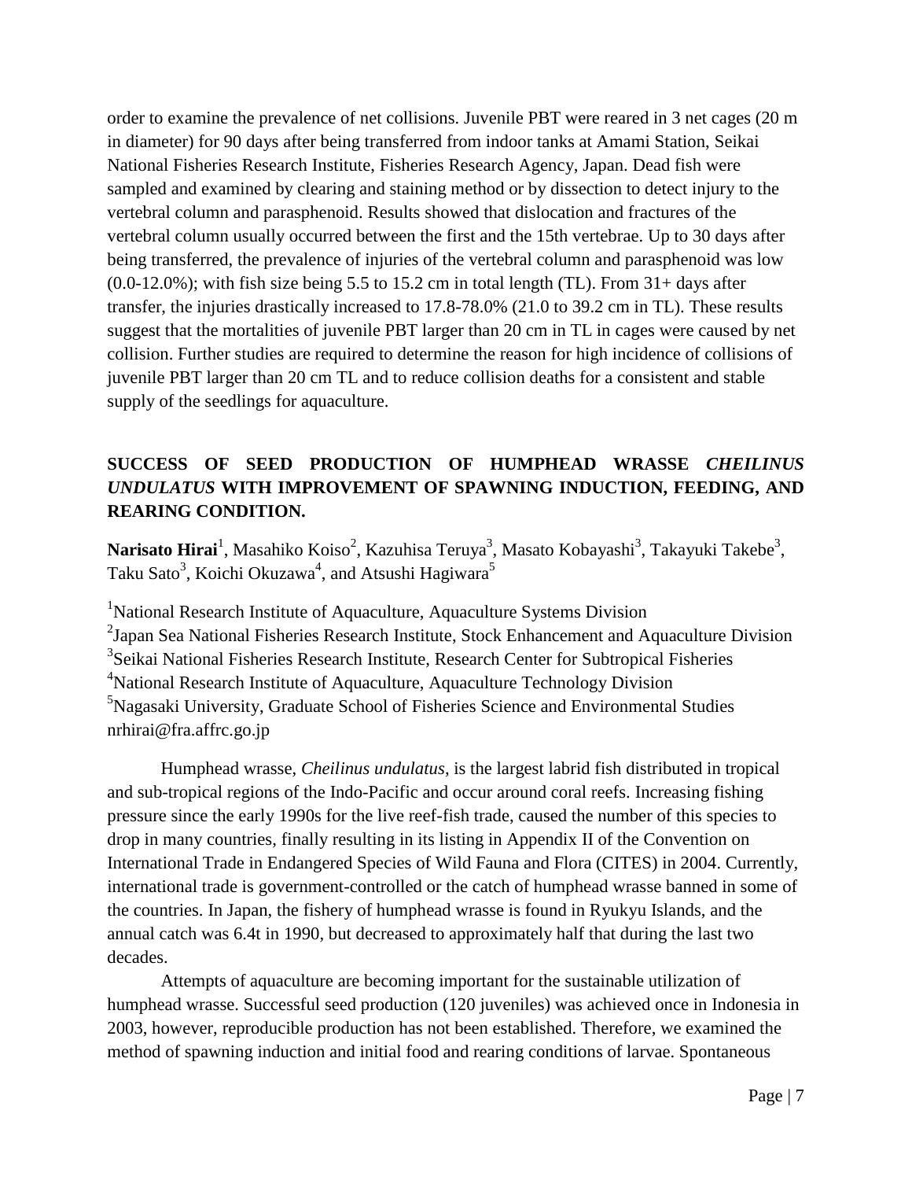order to examine the prevalence of net collisions. Juvenile PBT were reared in 3 net cages (20 m in diameter) for 90 days after being transferred from indoor tanks at Amami Station, Seikai National Fisheries Research Institute, Fisheries Research Agency, Japan. Dead fish were sampled and examined by clearing and staining method or by dissection to detect injury to the vertebral column and parasphenoid. Results showed that dislocation and fractures of the vertebral column usually occurred between the first and the 15th vertebrae. Up to 30 days after being transferred, the prevalence of injuries of the vertebral column and parasphenoid was low (0.0-12.0%); with fish size being 5.5 to 15.2 cm in total length (TL). From 31+ days after transfer, the injuries drastically increased to 17.8-78.0% (21.0 to 39.2 cm in TL). These results suggest that the mortalities of juvenile PBT larger than 20 cm in TL in cages were caused by net collision. Further studies are required to determine the reason for high incidence of collisions of juvenile PBT larger than 20 cm TL and to reduce collision deaths for a consistent and stable supply of the seedlings for aquaculture.

## SUCCESS OF SEED PRODUCTION OF HUMPHEAD WRASSE *CHEILINUS UNDULATUS* WITH IMPROVEMENT OF SPAWNING INDUCTION, FEEDING, AND REARING CONDITION.

**Narisato Hirai**[1], Masahiko Koiso[2], Kazuhisa Teruya[3], Masato Kobayashi[3], Takayuki Takebe[3], Taku Sato[3], Koichi Okuzawa[4], and Atsushi Hagiwara[5]

[1]National Research Institute of Aquaculture, Aquaculture Systems Division
[2]Japan Sea National Fisheries Research Institute, Stock Enhancement and Aquaculture Division
[3]Seikai National Fisheries Research Institute, Research Center for Subtropical Fisheries
[4]National Research Institute of Aquaculture, Aquaculture Technology Division
[5]Nagasaki University, Graduate School of Fisheries Science and Environmental Studies
nrhirai@fra.affrc.go.jp

Humphead wrasse, *Cheilinus undulatus*, is the largest labrid fish distributed in tropical and sub-tropical regions of the Indo-Pacific and occur around coral reefs. Increasing fishing pressure since the early 1990s for the live reef-fish trade, caused the number of this species to drop in many countries, finally resulting in its listing in Appendix II of the Convention on International Trade in Endangered Species of Wild Fauna and Flora (CITES) in 2004. Currently, international trade is government-controlled or the catch of humphead wrasse banned in some of the countries. In Japan, the fishery of humphead wrasse is found in Ryukyu Islands, and the annual catch was 6.4t in 1990, but decreased to approximately half that during the last two decades.

Attempts of aquaculture are becoming important for the sustainable utilization of humphead wrasse. Successful seed production (120 juveniles) was achieved once in Indonesia in 2003, however, reproducible production has not been established. Therefore, we examined the method of spawning induction and initial food and rearing conditions of larvae. Spontaneous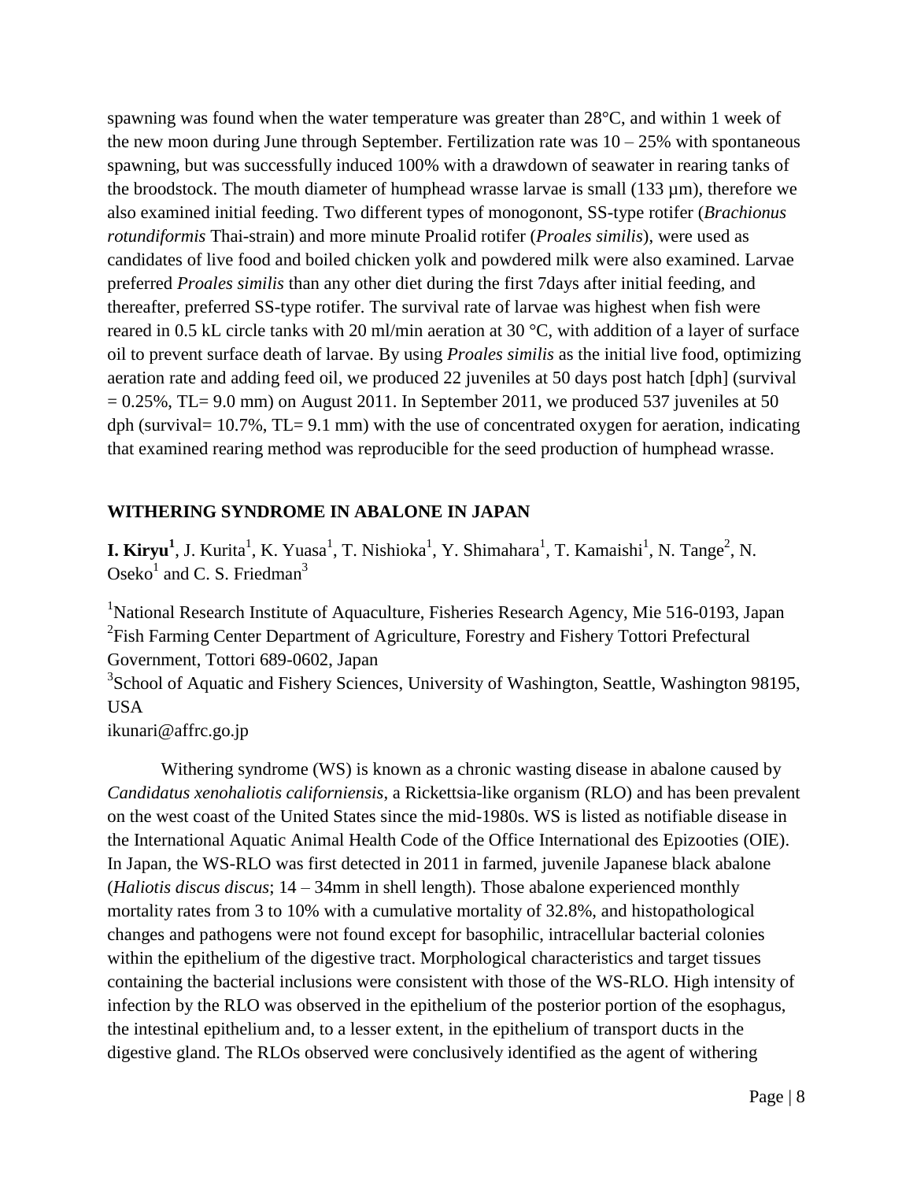spawning was found when the water temperature was greater than 28°C, and within 1 week of the new moon during June through September. Fertilization rate was 10 – 25% with spontaneous spawning, but was successfully induced 100% with a drawdown of seawater in rearing tanks of the broodstock. The mouth diameter of humphead wrasse larvae is small (133 µm), therefore we also examined initial feeding. Two different types of monogonont, SS-type rotifer (*Brachionus rotundiformis* Thai-strain) and more minute Proalid rotifer (*Proales similis*), were used as candidates of live food and boiled chicken yolk and powdered milk were also examined. Larvae preferred *Proales similis* than any other diet during the first 7days after initial feeding, and thereafter, preferred SS-type rotifer. The survival rate of larvae was highest when fish were reared in 0.5 kL circle tanks with 20 ml/min aeration at 30 °C, with addition of a layer of surface oil to prevent surface death of larvae. By using *Proales similis* as the initial live food, optimizing aeration rate and adding feed oil, we produced 22 juveniles at 50 days post hatch [dph] (survival = 0.25%, TL= 9.0 mm) on August 2011. In September 2011, we produced 537 juveniles at 50 dph (survival= 10.7%, TL= 9.1 mm) with the use of concentrated oxygen for aeration, indicating that examined rearing method was reproducible for the seed production of humphead wrasse.

## WITHERING SYNDROME IN ABALONE IN JAPAN

**I. Kiryu**[1], J. Kurita[1], K. Yuasa[1], T. Nishioka[1], Y. Shimahara[1], T. Kamaishi[1], N. Tange[2], N. Oseko[1] and C. S. Friedman[3]

[1]National Research Institute of Aquaculture, Fisheries Research Agency, Mie 516-0193, Japan
[2]Fish Farming Center Department of Agriculture, Forestry and Fishery Tottori Prefectural Government, Tottori 689-0602, Japan
[3]School of Aquatic and Fishery Sciences, University of Washington, Seattle, Washington 98195, USA
ikunari@affrc.go.jp

Withering syndrome (WS) is known as a chronic wasting disease in abalone caused by *Candidatus xenohaliotis californiensis*, a Rickettsia-like organism (RLO) and has been prevalent on the west coast of the United States since the mid-1980s. WS is listed as notifiable disease in the International Aquatic Animal Health Code of the Office International des Epizooties (OIE). In Japan, the WS-RLO was first detected in 2011 in farmed, juvenile Japanese black abalone (*Haliotis discus discus*; 14 – 34mm in shell length). Those abalone experienced monthly mortality rates from 3 to 10% with a cumulative mortality of 32.8%, and histopathological changes and pathogens were not found except for basophilic, intracellular bacterial colonies within the epithelium of the digestive tract. Morphological characteristics and target tissues containing the bacterial inclusions were consistent with those of the WS-RLO. High intensity of infection by the RLO was observed in the epithelium of the posterior portion of the esophagus, the intestinal epithelium and, to a lesser extent, in the epithelium of transport ducts in the digestive gland. The RLOs observed were conclusively identified as the agent of withering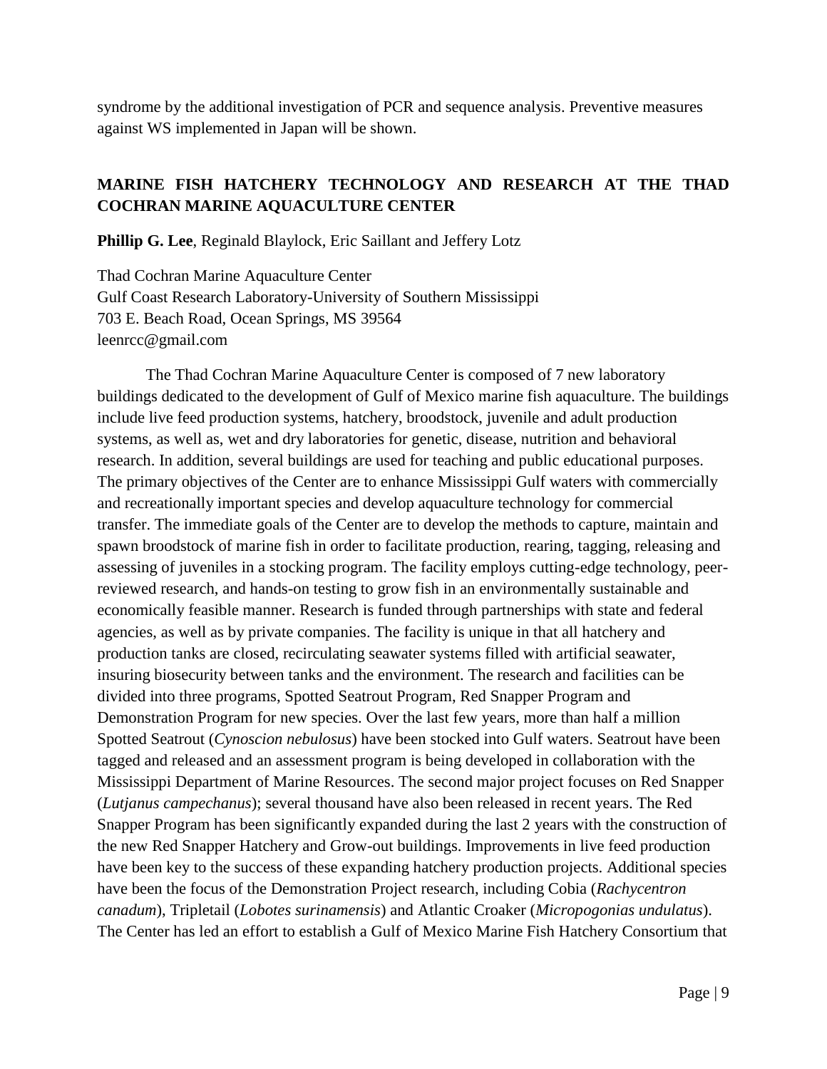syndrome by the additional investigation of PCR and sequence analysis. Preventive measures against WS implemented in Japan will be shown.

## MARINE FISH HATCHERY TECHNOLOGY AND RESEARCH AT THE THAD COCHRAN MARINE AQUACULTURE CENTER

**Phillip G. Lee**, Reginald Blaylock, Eric Saillant and Jeffery Lotz

Thad Cochran Marine Aquaculture Center
Gulf Coast Research Laboratory-University of Southern Mississippi
703 E. Beach Road, Ocean Springs, MS 39564
leenrcc@gmail.com

The Thad Cochran Marine Aquaculture Center is composed of 7 new laboratory buildings dedicated to the development of Gulf of Mexico marine fish aquaculture. The buildings include live feed production systems, hatchery, broodstock, juvenile and adult production systems, as well as, wet and dry laboratories for genetic, disease, nutrition and behavioral research. In addition, several buildings are used for teaching and public educational purposes. The primary objectives of the Center are to enhance Mississippi Gulf waters with commercially and recreationally important species and develop aquaculture technology for commercial transfer. The immediate goals of the Center are to develop the methods to capture, maintain and spawn broodstock of marine fish in order to facilitate production, rearing, tagging, releasing and assessing of juveniles in a stocking program. The facility employs cutting-edge technology, peer-reviewed research, and hands-on testing to grow fish in an environmentally sustainable and economically feasible manner. Research is funded through partnerships with state and federal agencies, as well as by private companies. The facility is unique in that all hatchery and production tanks are closed, recirculating seawater systems filled with artificial seawater, insuring biosecurity between tanks and the environment. The research and facilities can be divided into three programs, Spotted Seatrout Program, Red Snapper Program and Demonstration Program for new species. Over the last few years, more than half a million Spotted Seatrout (*Cynoscion nebulosus*) have been stocked into Gulf waters. Seatrout have been tagged and released and an assessment program is being developed in collaboration with the Mississippi Department of Marine Resources. The second major project focuses on Red Snapper (*Lutjanus campechanus*); several thousand have also been released in recent years. The Red Snapper Program has been significantly expanded during the last 2 years with the construction of the new Red Snapper Hatchery and Grow-out buildings. Improvements in live feed production have been key to the success of these expanding hatchery production projects. Additional species have been the focus of the Demonstration Project research, including Cobia (*Rachycentron canadum*), Tripletail (*Lobotes surinamensis*) and Atlantic Croaker (*Micropogonias undulatus*). The Center has led an effort to establish a Gulf of Mexico Marine Fish Hatchery Consortium that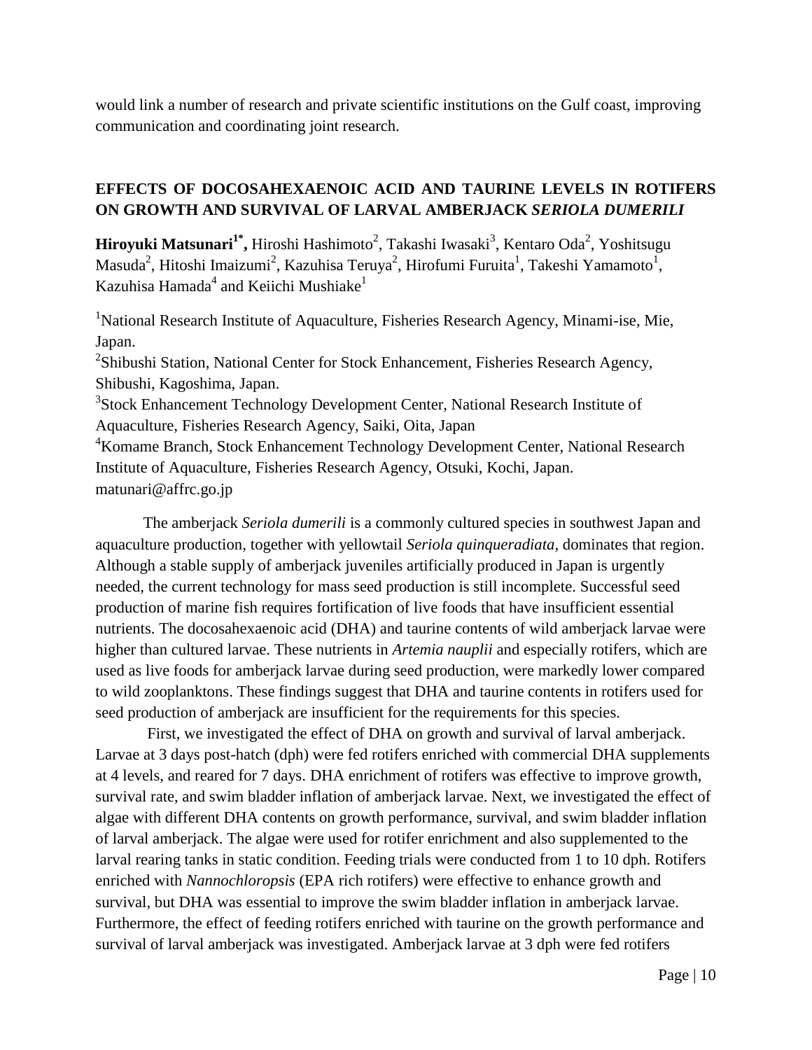would link a number of research and private scientific institutions on the Gulf coast, improving communication and coordinating joint research.

## EFFECTS OF DOCOSAHEXAENOIC ACID AND TAURINE LEVELS IN ROTIFERS ON GROWTH AND SURVIVAL OF LARVAL AMBERJACK *SERIOLA DUMERILI*

**Hiroyuki Matsunari[1*],** Hiroshi Hashimoto[2], Takashi Iwasaki[3], Kentaro Oda[2], Yoshitsugu Masuda[2], Hitoshi Imaizumi[2], Kazuhisa Teruya[2], Hirofumi Furuita[1], Takeshi Yamamoto[1], Kazuhisa Hamada[4] and Keiichi Mushiake[1]

[1]National Research Institute of Aquaculture, Fisheries Research Agency, Minami-ise, Mie, Japan.
[2]Shibushi Station, National Center for Stock Enhancement, Fisheries Research Agency, Shibushi, Kagoshima, Japan.
[3]Stock Enhancement Technology Development Center, National Research Institute of Aquaculture, Fisheries Research Agency, Saiki, Oita, Japan
[4]Komame Branch, Stock Enhancement Technology Development Center, National Research Institute of Aquaculture, Fisheries Research Agency, Otsuki, Kochi, Japan.
matunari@affrc.go.jp

The amberjack *Seriola dumerili* is a commonly cultured species in southwest Japan and aquaculture production, together with yellowtail *Seriola quinqueradiata*, dominates that region. Although a stable supply of amberjack juveniles artificially produced in Japan is urgently needed, the current technology for mass seed production is still incomplete. Successful seed production of marine fish requires fortification of live foods that have insufficient essential nutrients. The docosahexaenoic acid (DHA) and taurine contents of wild amberjack larvae were higher than cultured larvae. These nutrients in *Artemia nauplii* and especially rotifers, which are used as live foods for amberjack larvae during seed production, were markedly lower compared to wild zooplanktons. These findings suggest that DHA and taurine contents in rotifers used for seed production of amberjack are insufficient for the requirements for this species.

First, we investigated the effect of DHA on growth and survival of larval amberjack. Larvae at 3 days post-hatch (dph) were fed rotifers enriched with commercial DHA supplements at 4 levels, and reared for 7 days. DHA enrichment of rotifers was effective to improve growth, survival rate, and swim bladder inflation of amberjack larvae. Next, we investigated the effect of algae with different DHA contents on growth performance, survival, and swim bladder inflation of larval amberjack. The algae were used for rotifer enrichment and also supplemented to the larval rearing tanks in static condition. Feeding trials were conducted from 1 to 10 dph. Rotifers enriched with *Nannochloropsis* (EPA rich rotifers) were effective to enhance growth and survival, but DHA was essential to improve the swim bladder inflation in amberjack larvae. Furthermore, the effect of feeding rotifers enriched with taurine on the growth performance and survival of larval amberjack was investigated. Amberjack larvae at 3 dph were fed rotifers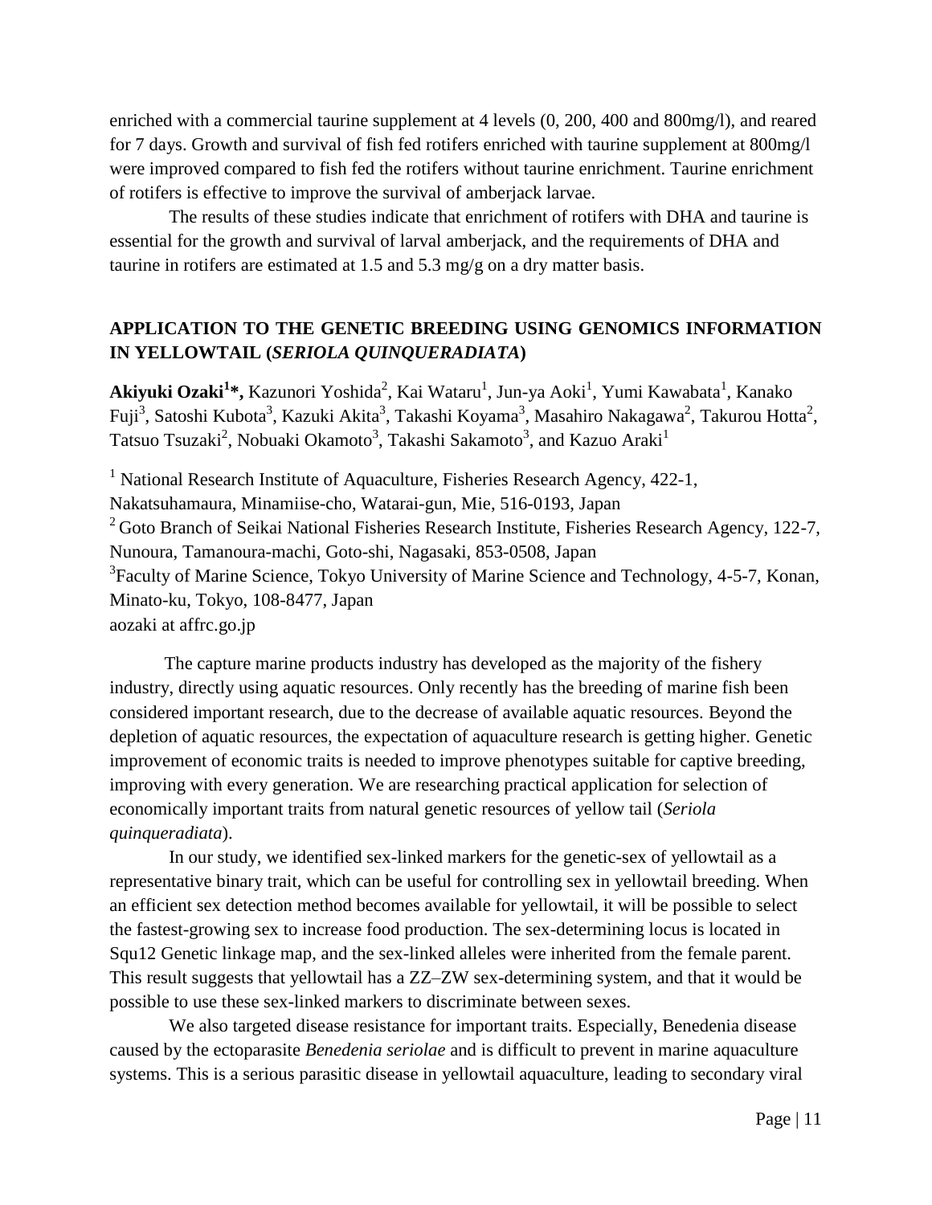enriched with a commercial taurine supplement at 4 levels (0, 200, 400 and 800mg/l), and reared for 7 days. Growth and survival of fish fed rotifers enriched with taurine supplement at 800mg/l were improved compared to fish fed the rotifers without taurine enrichment. Taurine enrichment of rotifers is effective to improve the survival of amberjack larvae.

The results of these studies indicate that enrichment of rotifers with DHA and taurine is essential for the growth and survival of larval amberjack, and the requirements of DHA and taurine in rotifers are estimated at 1.5 and 5.3 mg/g on a dry matter basis.

## APPLICATION TO THE GENETIC BREEDING USING GENOMICS INFORMATION IN YELLOWTAIL (*SERIOLA QUINQUERADIATA*)

**Akiyuki Ozaki[1]\*,** Kazunori Yoshida[2], Kai Wataru[1], Jun-ya Aoki[1], Yumi Kawabata[1], Kanako Fuji[3], Satoshi Kubota[3], Kazuki Akita[3], Takashi Koyama[3], Masahiro Nakagawa[2], Takurou Hotta[2], Tatsuo Tsuzaki[2], Nobuaki Okamoto[3], Takashi Sakamoto[3], and Kazuo Araki[1]

[1] National Research Institute of Aquaculture, Fisheries Research Agency, 422-1, Nakatsuhamaura, Minamiise-cho, Watarai-gun, Mie, 516-0193, Japan
[2] Goto Branch of Seikai National Fisheries Research Institute, Fisheries Research Agency, 122-7, Nunoura, Tamanoura-machi, Goto-shi, Nagasaki, 853-0508, Japan
[3]Faculty of Marine Science, Tokyo University of Marine Science and Technology, 4-5-7, Konan, Minato-ku, Tokyo, 108-8477, Japan
aozaki at affrc.go.jp

The capture marine products industry has developed as the majority of the fishery industry, directly using aquatic resources. Only recently has the breeding of marine fish been considered important research, due to the decrease of available aquatic resources. Beyond the depletion of aquatic resources, the expectation of aquaculture research is getting higher. Genetic improvement of economic traits is needed to improve phenotypes suitable for captive breeding, improving with every generation. We are researching practical application for selection of economically important traits from natural genetic resources of yellow tail (*Seriola quinqueradiata*).

In our study, we identified sex-linked markers for the genetic-sex of yellowtail as a representative binary trait, which can be useful for controlling sex in yellowtail breeding. When an efficient sex detection method becomes available for yellowtail, it will be possible to select the fastest-growing sex to increase food production. The sex-determining locus is located in Squ12 Genetic linkage map, and the sex-linked alleles were inherited from the female parent. This result suggests that yellowtail has a ZZ–ZW sex-determining system, and that it would be possible to use these sex-linked markers to discriminate between sexes.

We also targeted disease resistance for important traits. Especially, Benedenia disease caused by the ectoparasite *Benedenia seriolae* and is difficult to prevent in marine aquaculture systems. This is a serious parasitic disease in yellowtail aquaculture, leading to secondary viral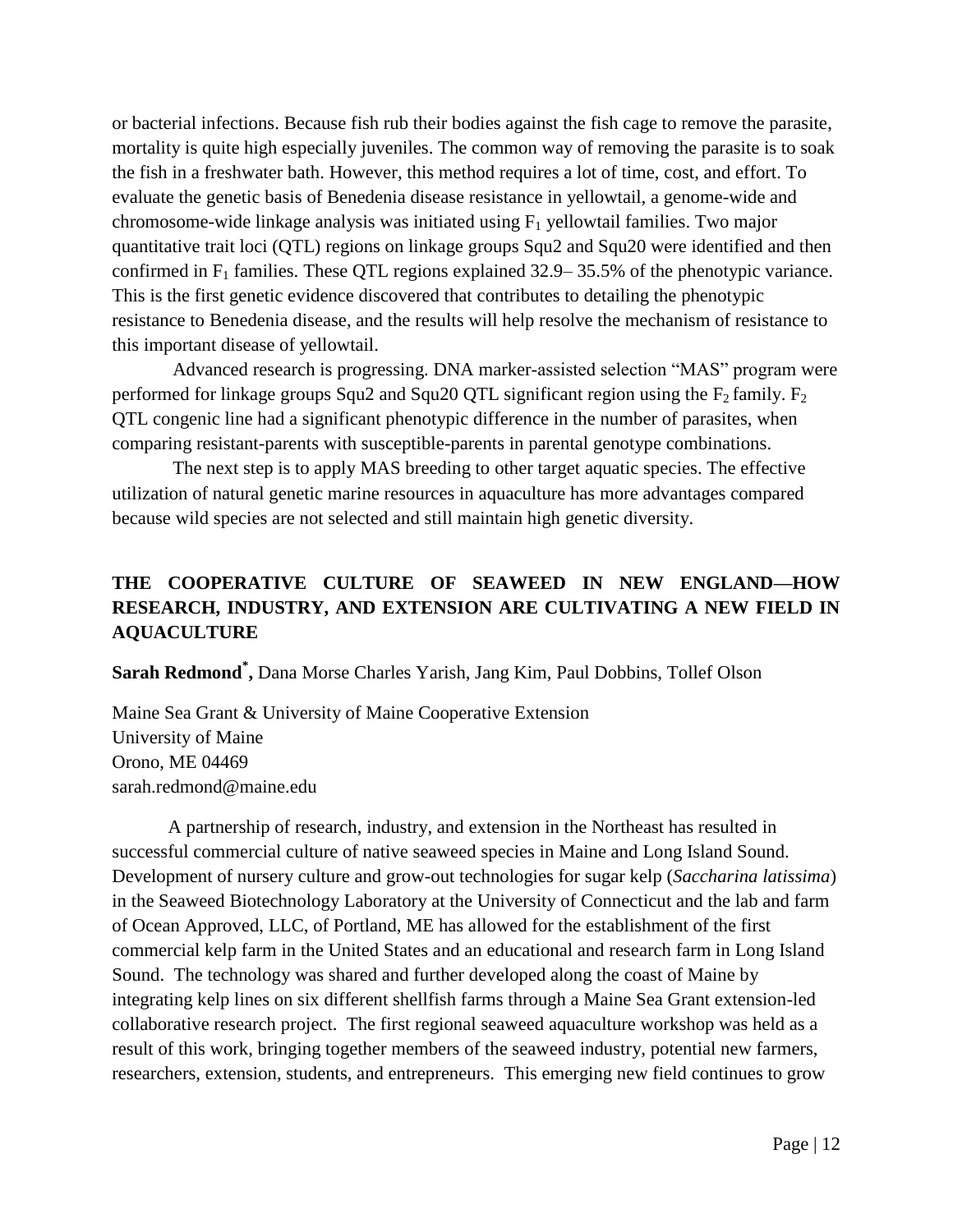or bacterial infections. Because fish rub their bodies against the fish cage to remove the parasite, mortality is quite high especially juveniles. The common way of removing the parasite is to soak the fish in a freshwater bath. However, this method requires a lot of time, cost, and effort. To evaluate the genetic basis of Benedenia disease resistance in yellowtail, a genome-wide and chromosome-wide linkage analysis was initiated using $F_1$ yellowtail families. Two major quantitative trait loci (QTL) regions on linkage groups Squ2 and Squ20 were identified and then confirmed in $F_1$ families. These QTL regions explained 32.9– 35.5% of the phenotypic variance. This is the first genetic evidence discovered that contributes to detailing the phenotypic resistance to Benedenia disease, and the results will help resolve the mechanism of resistance to this important disease of yellowtail.

Advanced research is progressing. DNA marker-assisted selection "MAS" program were performed for linkage groups Squ2 and Squ20 QTL significant region using the $F_2$ family. $F_2$ QTL congenic line had a significant phenotypic difference in the number of parasites, when comparing resistant-parents with susceptible-parents in parental genotype combinations.

The next step is to apply MAS breeding to other target aquatic species. The effective utilization of natural genetic marine resources in aquaculture has more advantages compared because wild species are not selected and still maintain high genetic diversity.

## THE COOPERATIVE CULTURE OF SEAWEED IN NEW ENGLAND—HOW RESEARCH, INDUSTRY, AND EXTENSION ARE CULTIVATING A NEW FIELD IN AQUACULTURE

**Sarah Redmond*,** Dana Morse Charles Yarish, Jang Kim, Paul Dobbins, Tollef Olson

Maine Sea Grant & University of Maine Cooperative Extension
University of Maine
Orono, ME 04469
sarah.redmond@maine.edu

A partnership of research, industry, and extension in the Northeast has resulted in successful commercial culture of native seaweed species in Maine and Long Island Sound. Development of nursery culture and grow-out technologies for sugar kelp (*Saccharina latissima*) in the Seaweed Biotechnology Laboratory at the University of Connecticut and the lab and farm of Ocean Approved, LLC, of Portland, ME has allowed for the establishment of the first commercial kelp farm in the United States and an educational and research farm in Long Island Sound. The technology was shared and further developed along the coast of Maine by integrating kelp lines on six different shellfish farms through a Maine Sea Grant extension-led collaborative research project. The first regional seaweed aquaculture workshop was held as a result of this work, bringing together members of the seaweed industry, potential new farmers, researchers, extension, students, and entrepreneurs. This emerging new field continues to grow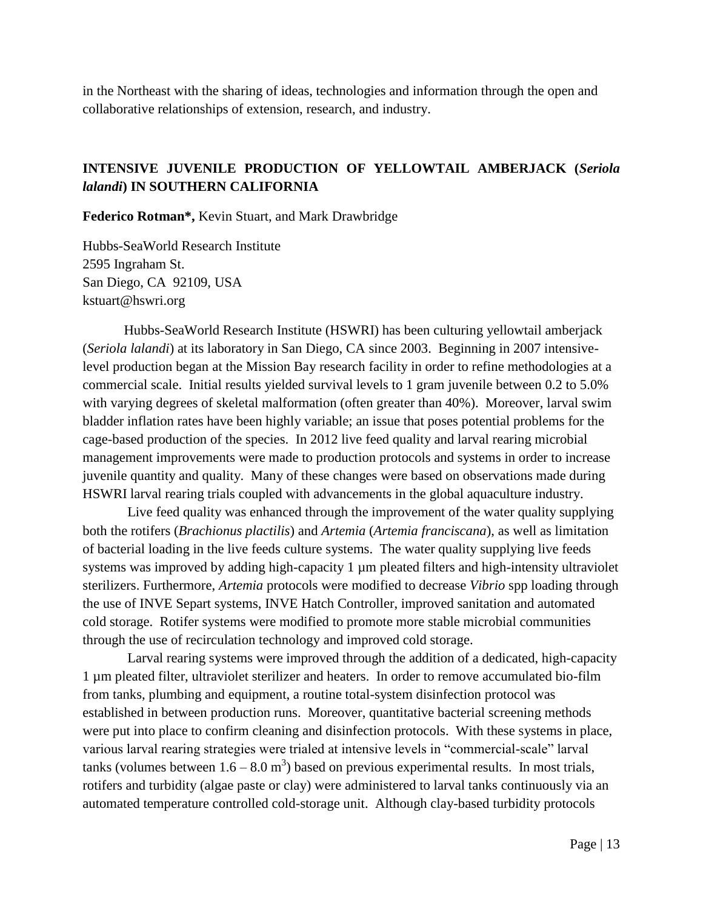in the Northeast with the sharing of ideas, technologies and information through the open and collaborative relationships of extension, research, and industry.

## INTENSIVE JUVENILE PRODUCTION OF YELLOWTAIL AMBERJACK (*Seriola lalandi*) IN SOUTHERN CALIFORNIA

**Federico Rotman\*,** Kevin Stuart, and Mark Drawbridge

Hubbs-SeaWorld Research Institute
2595 Ingraham St.
San Diego, CA 92109, USA
kstuart@hswri.org

Hubbs-SeaWorld Research Institute (HSWRI) has been culturing yellowtail amberjack (*Seriola lalandi*) at its laboratory in San Diego, CA since 2003. Beginning in 2007 intensive-level production began at the Mission Bay research facility in order to refine methodologies at a commercial scale. Initial results yielded survival levels to 1 gram juvenile between 0.2 to 5.0% with varying degrees of skeletal malformation (often greater than 40%). Moreover, larval swim bladder inflation rates have been highly variable; an issue that poses potential problems for the cage-based production of the species. In 2012 live feed quality and larval rearing microbial management improvements were made to production protocols and systems in order to increase juvenile quantity and quality. Many of these changes were based on observations made during HSWRI larval rearing trials coupled with advancements in the global aquaculture industry.

Live feed quality was enhanced through the improvement of the water quality supplying both the rotifers (*Brachionus plactilis*) and *Artemia* (*Artemia franciscana*), as well as limitation of bacterial loading in the live feeds culture systems. The water quality supplying live feeds systems was improved by adding high-capacity 1 µm pleated filters and high-intensity ultraviolet sterilizers. Furthermore, *Artemia* protocols were modified to decrease *Vibrio* spp loading through the use of INVE Separt systems, INVE Hatch Controller, improved sanitation and automated cold storage. Rotifer systems were modified to promote more stable microbial communities through the use of recirculation technology and improved cold storage.

Larval rearing systems were improved through the addition of a dedicated, high-capacity 1 µm pleated filter, ultraviolet sterilizer and heaters. In order to remove accumulated bio-film from tanks, plumbing and equipment, a routine total-system disinfection protocol was established in between production runs. Moreover, quantitative bacterial screening methods were put into place to confirm cleaning and disinfection protocols. With these systems in place, various larval rearing strategies were trialed at intensive levels in "commercial-scale" larval tanks (volumes between 1.6 – 8.0 $m^3$) based on previous experimental results. In most trials, rotifers and turbidity (algae paste or clay) were administered to larval tanks continuously via an automated temperature controlled cold-storage unit. Although clay-based turbidity protocols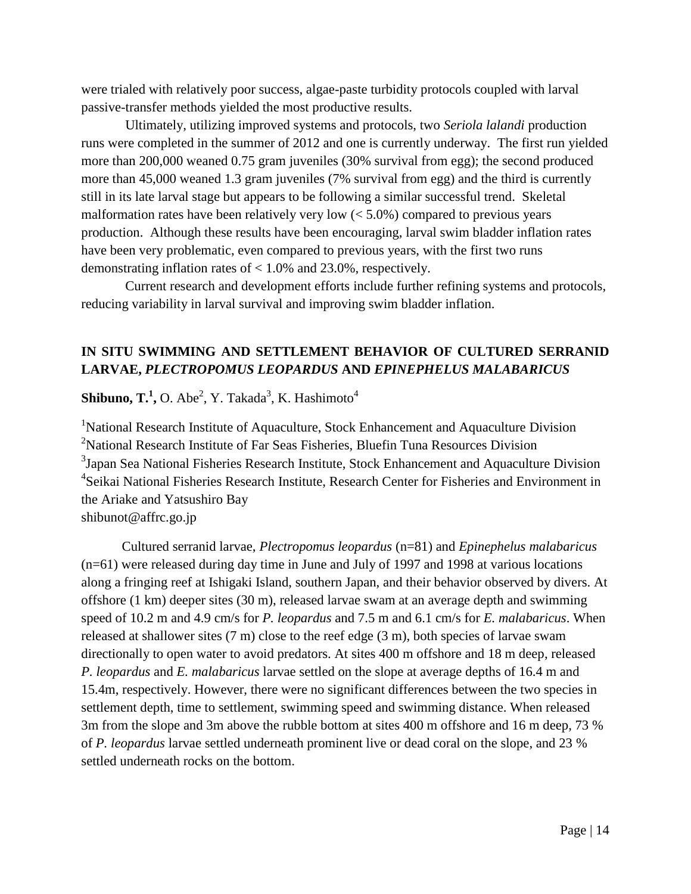were trialed with relatively poor success, algae-paste turbidity protocols coupled with larval passive-transfer methods yielded the most productive results.

Ultimately, utilizing improved systems and protocols, two *Seriola lalandi* production runs were completed in the summer of 2012 and one is currently underway. The first run yielded more than 200,000 weaned 0.75 gram juveniles (30% survival from egg); the second produced more than 45,000 weaned 1.3 gram juveniles (7% survival from egg) and the third is currently still in its late larval stage but appears to be following a similar successful trend. Skeletal malformation rates have been relatively very low (< 5.0%) compared to previous years production. Although these results have been encouraging, larval swim bladder inflation rates have been very problematic, even compared to previous years, with the first two runs demonstrating inflation rates of < 1.0% and 23.0%, respectively.

Current research and development efforts include further refining systems and protocols, reducing variability in larval survival and improving swim bladder inflation.

## IN SITU SWIMMING AND SETTLEMENT BEHAVIOR OF CULTURED SERRANID LARVAE, *PLECTROPOMUS LEOPARDUS* AND *EPINEPHELUS MALABARICUS*

**Shibuno, T.[1],** O. Abe[2], Y. Takada[3], K. Hashimoto[4]

[1]National Research Institute of Aquaculture, Stock Enhancement and Aquaculture Division
[2]National Research Institute of Far Seas Fisheries, Bluefin Tuna Resources Division
[3]Japan Sea National Fisheries Research Institute, Stock Enhancement and Aquaculture Division
[4]Seikai National Fisheries Research Institute, Research Center for Fisheries and Environment in the Ariake and Yatsushiro Bay
shibunot@affrc.go.jp

Cultured serranid larvae, *Plectropomus leopardus* (n=81) and *Epinephelus malabaricus* (n=61) were released during day time in June and July of 1997 and 1998 at various locations along a fringing reef at Ishigaki Island, southern Japan, and their behavior observed by divers. At offshore (1 km) deeper sites (30 m), released larvae swam at an average depth and swimming speed of 10.2 m and 4.9 cm/s for *P. leopardus* and 7.5 m and 6.1 cm/s for *E. malabaricus*. When released at shallower sites (7 m) close to the reef edge (3 m), both species of larvae swam directionally to open water to avoid predators. At sites 400 m offshore and 18 m deep, released *P. leopardus* and *E. malabaricus* larvae settled on the slope at average depths of 16.4 m and 15.4m, respectively. However, there were no significant differences between the two species in settlement depth, time to settlement, swimming speed and swimming distance. When released 3m from the slope and 3m above the rubble bottom at sites 400 m offshore and 16 m deep, 73 % of *P. leopardus* larvae settled underneath prominent live or dead coral on the slope, and 23 % settled underneath rocks on the bottom.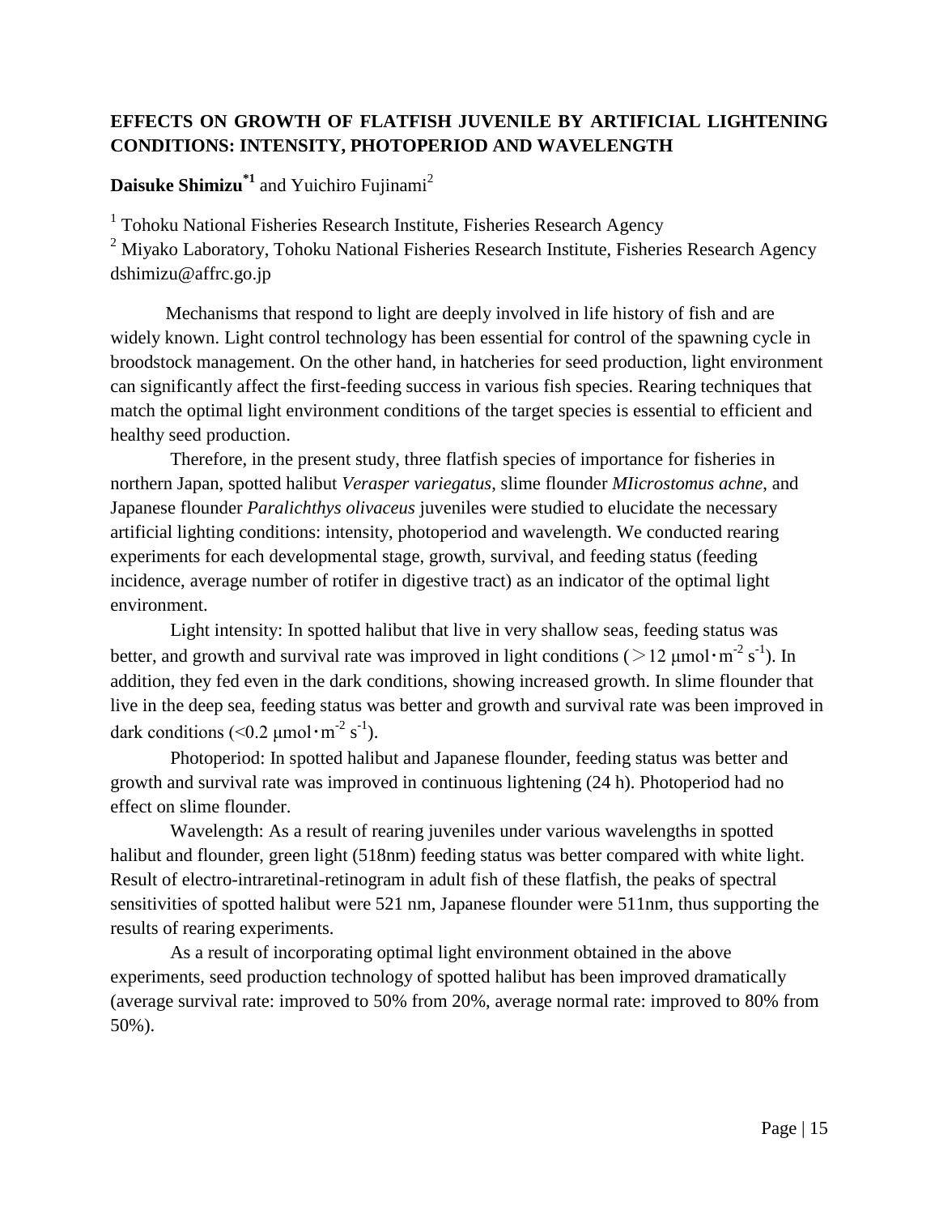## EFFECTS ON GROWTH OF FLATFISH JUVENILE BY ARTIFICIAL LIGHTENING CONDITIONS: INTENSITY, PHOTOPERIOD AND WAVELENGTH

**Daisuke Shimizu**[*1] and Yuichiro Fujinami[2]

[1] Tohoku National Fisheries Research Institute, Fisheries Research Agency
[2] Miyako Laboratory, Tohoku National Fisheries Research Institute, Fisheries Research Agency
dshimizu@affrc.go.jp

Mechanisms that respond to light are deeply involved in life history of fish and are widely known. Light control technology has been essential for control of the spawning cycle in broodstock management. On the other hand, in hatcheries for seed production, light environment can significantly affect the first-feeding success in various fish species. Rearing techniques that match the optimal light environment conditions of the target species is essential to efficient and healthy seed production.

Therefore, in the present study, three flatfish species of importance for fisheries in northern Japan, spotted halibut *Verasper variegatus*, slime flounder *MIicrostomus achne*, and Japanese flounder *Paralichthys olivaceus* juveniles were studied to elucidate the necessary artificial lighting conditions: intensity, photoperiod and wavelength. We conducted rearing experiments for each developmental stage, growth, survival, and feeding status (feeding incidence, average number of rotifer in digestive tract) as an indicator of the optimal light environment.

Light intensity: In spotted halibut that live in very shallow seas, feeding status was better, and growth and survival rate was improved in light conditions ($>12$ μmol･$m^{-2}$ $s^{-1}$). In addition, they fed even in the dark conditions, showing increased growth. In slime flounder that live in the deep sea, feeding status was better and growth and survival rate was been improved in dark conditions ($<0.2$ μmol･$m^{-2}$ $s^{-1}$).

Photoperiod: In spotted halibut and Japanese flounder, feeding status was better and growth and survival rate was improved in continuous lightening (24 h). Photoperiod had no effect on slime flounder.

Wavelength: As a result of rearing juveniles under various wavelengths in spotted halibut and flounder, green light (518nm) feeding status was better compared with white light. Result of electro-intraretinal-retinogram in adult fish of these flatfish, the peaks of spectral sensitivities of spotted halibut were 521 nm, Japanese flounder were 511nm, thus supporting the results of rearing experiments.

As a result of incorporating optimal light environment obtained in the above experiments, seed production technology of spotted halibut has been improved dramatically (average survival rate: improved to 50% from 20%, average normal rate: improved to 80% from 50%).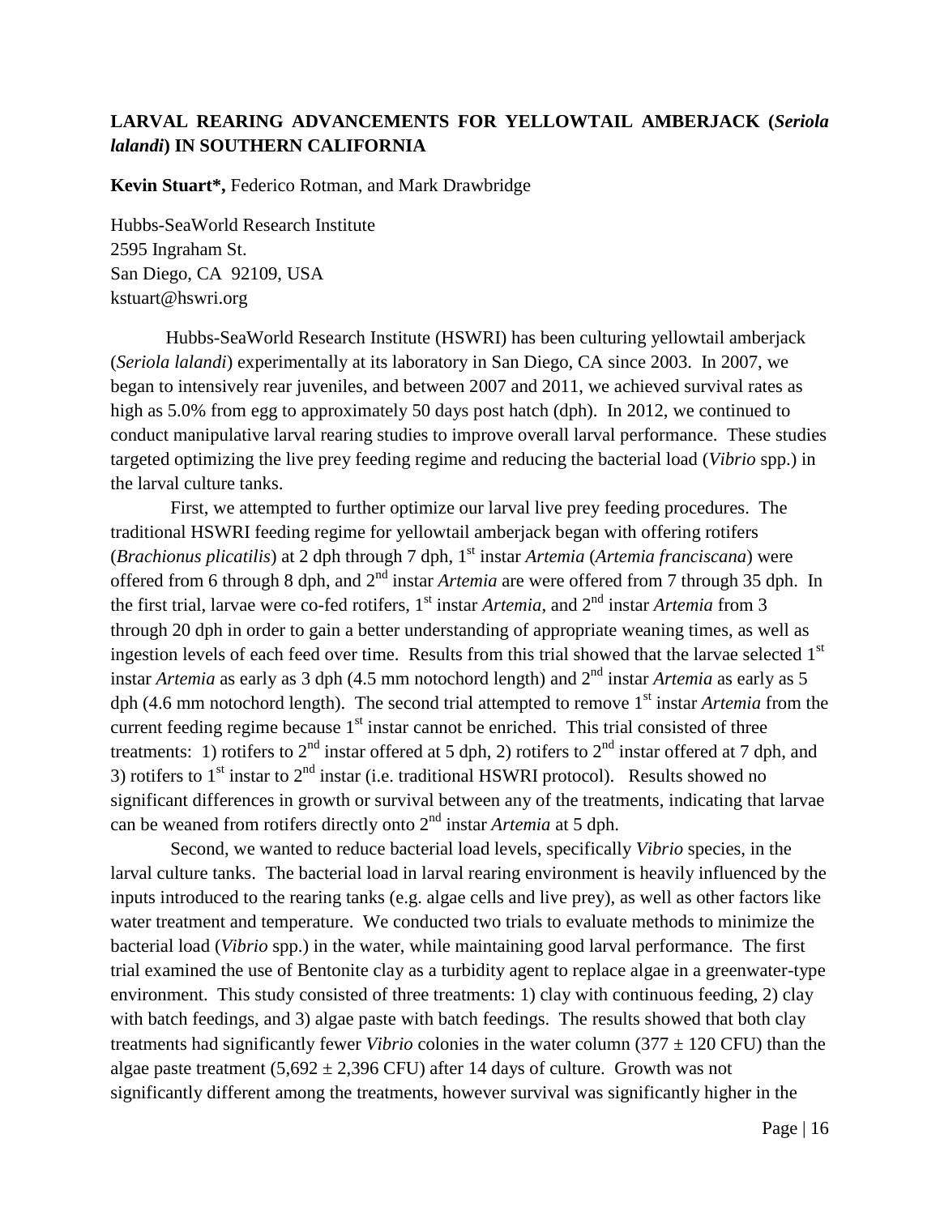## LARVAL REARING ADVANCEMENTS FOR YELLOWTAIL AMBERJACK (*Seriola lalandi*) IN SOUTHERN CALIFORNIA

**Kevin Stuart\*,** Federico Rotman, and Mark Drawbridge

Hubbs-SeaWorld Research Institute
2595 Ingraham St.
San Diego, CA 92109, USA
kstuart@hswri.org

Hubbs-SeaWorld Research Institute (HSWRI) has been culturing yellowtail amberjack (*Seriola lalandi*) experimentally at its laboratory in San Diego, CA since 2003. In 2007, we began to intensively rear juveniles, and between 2007 and 2011, we achieved survival rates as high as 5.0% from egg to approximately 50 days post hatch (dph). In 2012, we continued to conduct manipulative larval rearing studies to improve overall larval performance. These studies targeted optimizing the live prey feeding regime and reducing the bacterial load (*Vibrio* spp.) in the larval culture tanks.

First, we attempted to further optimize our larval live prey feeding procedures. The traditional HSWRI feeding regime for yellowtail amberjack began with offering rotifers (*Brachionus plicatilis*) at 2 dph through 7 dph, 1st instar *Artemia* (*Artemia franciscana*) were offered from 6 through 8 dph, and 2nd instar *Artemia* are were offered from 7 through 35 dph. In the first trial, larvae were co-fed rotifers, 1st instar *Artemia*, and 2nd instar *Artemia* from 3 through 20 dph in order to gain a better understanding of appropriate weaning times, as well as ingestion levels of each feed over time. Results from this trial showed that the larvae selected 1st instar *Artemia* as early as 3 dph (4.5 mm notochord length) and 2nd instar *Artemia* as early as 5 dph (4.6 mm notochord length). The second trial attempted to remove 1st instar *Artemia* from the current feeding regime because 1st instar cannot be enriched. This trial consisted of three treatments: 1) rotifers to 2nd instar offered at 5 dph, 2) rotifers to 2nd instar offered at 7 dph, and 3) rotifers to 1st instar to 2nd instar (i.e. traditional HSWRI protocol). Results showed no significant differences in growth or survival between any of the treatments, indicating that larvae can be weaned from rotifers directly onto 2nd instar *Artemia* at 5 dph.

Second, we wanted to reduce bacterial load levels, specifically *Vibrio* species, in the larval culture tanks. The bacterial load in larval rearing environment is heavily influenced by the inputs introduced to the rearing tanks (e.g. algae cells and live prey), as well as other factors like water treatment and temperature. We conducted two trials to evaluate methods to minimize the bacterial load (*Vibrio* spp.) in the water, while maintaining good larval performance. The first trial examined the use of Bentonite clay as a turbidity agent to replace algae in a greenwater-type environment. This study consisted of three treatments: 1) clay with continuous feeding, 2) clay with batch feedings, and 3) algae paste with batch feedings. The results showed that both clay treatments had significantly fewer *Vibrio* colonies in the water column ($377 \pm 120$ CFU) than the algae paste treatment ($5{,}692 \pm 2{,}396$ CFU) after 14 days of culture. Growth was not significantly different among the treatments, however survival was significantly higher in the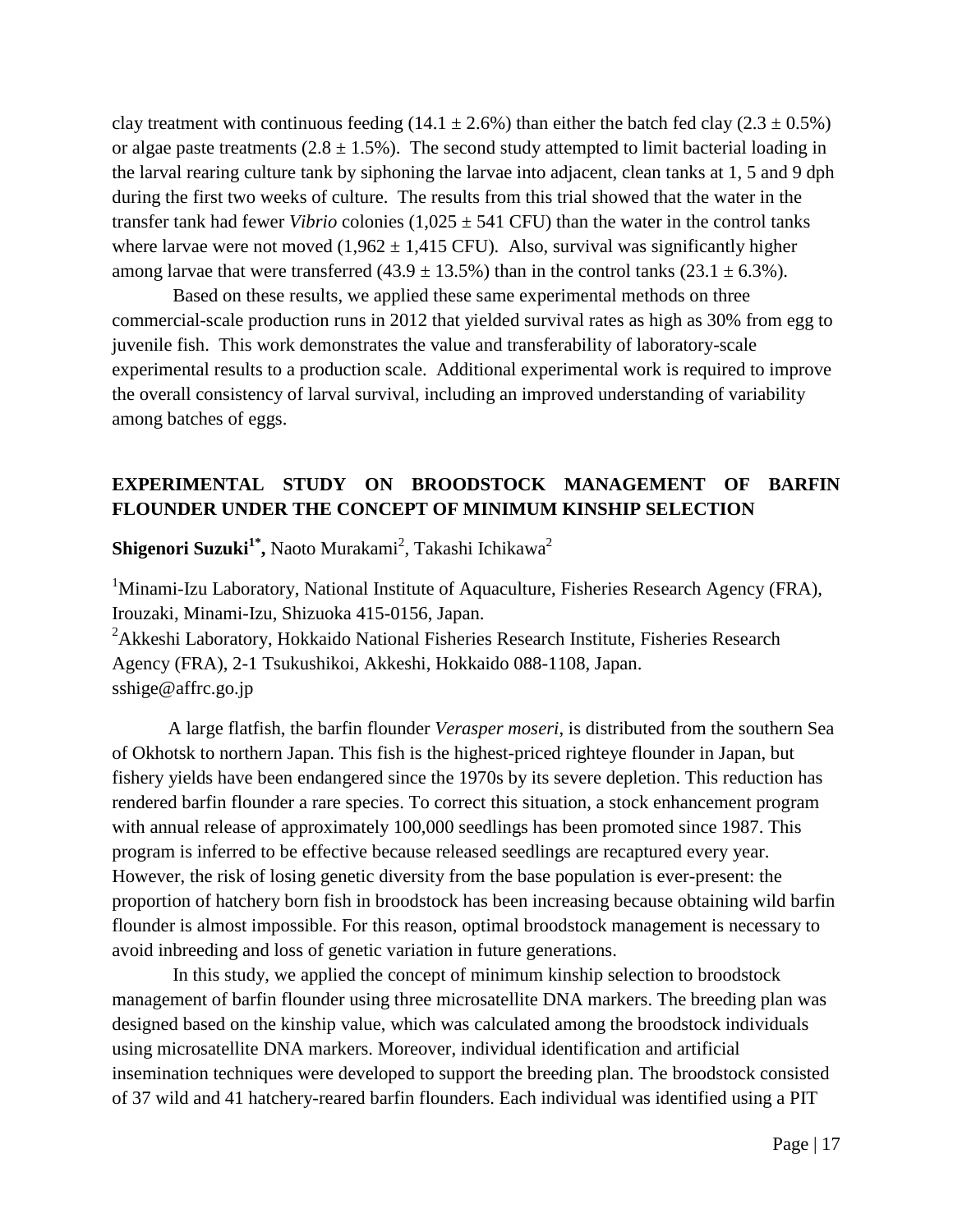clay treatment with continuous feeding (14.1 ± 2.6%) than either the batch fed clay (2.3 ± 0.5%) or algae paste treatments (2.8 ± 1.5%). The second study attempted to limit bacterial loading in the larval rearing culture tank by siphoning the larvae into adjacent, clean tanks at 1, 5 and 9 dph during the first two weeks of culture. The results from this trial showed that the water in the transfer tank had fewer *Vibrio* colonies (1,025 ± 541 CFU) than the water in the control tanks where larvae were not moved (1,962 ± 1,415 CFU). Also, survival was significantly higher among larvae that were transferred (43.9 ± 13.5%) than in the control tanks (23.1 ± 6.3%).

Based on these results, we applied these same experimental methods on three commercial-scale production runs in 2012 that yielded survival rates as high as 30% from egg to juvenile fish. This work demonstrates the value and transferability of laboratory-scale experimental results to a production scale. Additional experimental work is required to improve the overall consistency of larval survival, including an improved understanding of variability among batches of eggs.

## EXPERIMENTAL STUDY ON BROODSTOCK MANAGEMENT OF BARFIN FLOUNDER UNDER THE CONCEPT OF MINIMUM KINSHIP SELECTION

**Shigenori Suzuki[1*],** Naoto Murakami[2], Takashi Ichikawa[2]

[1]Minami-Izu Laboratory, National Institute of Aquaculture, Fisheries Research Agency (FRA), Irouzaki, Minami-Izu, Shizuoka 415-0156, Japan.
[2]Akkeshi Laboratory, Hokkaido National Fisheries Research Institute, Fisheries Research Agency (FRA), 2-1 Tsukushikoi, Akkeshi, Hokkaido 088-1108, Japan.
sshige@affrc.go.jp

A large flatfish, the barfin flounder *Verasper moseri*, is distributed from the southern Sea of Okhotsk to northern Japan. This fish is the highest-priced righteye flounder in Japan, but fishery yields have been endangered since the 1970s by its severe depletion. This reduction has rendered barfin flounder a rare species. To correct this situation, a stock enhancement program with annual release of approximately 100,000 seedlings has been promoted since 1987. This program is inferred to be effective because released seedlings are recaptured every year. However, the risk of losing genetic diversity from the base population is ever-present: the proportion of hatchery born fish in broodstock has been increasing because obtaining wild barfin flounder is almost impossible. For this reason, optimal broodstock management is necessary to avoid inbreeding and loss of genetic variation in future generations.

In this study, we applied the concept of minimum kinship selection to broodstock management of barfin flounder using three microsatellite DNA markers. The breeding plan was designed based on the kinship value, which was calculated among the broodstock individuals using microsatellite DNA markers. Moreover, individual identification and artificial insemination techniques were developed to support the breeding plan. The broodstock consisted of 37 wild and 41 hatchery-reared barfin flounders. Each individual was identified using a PIT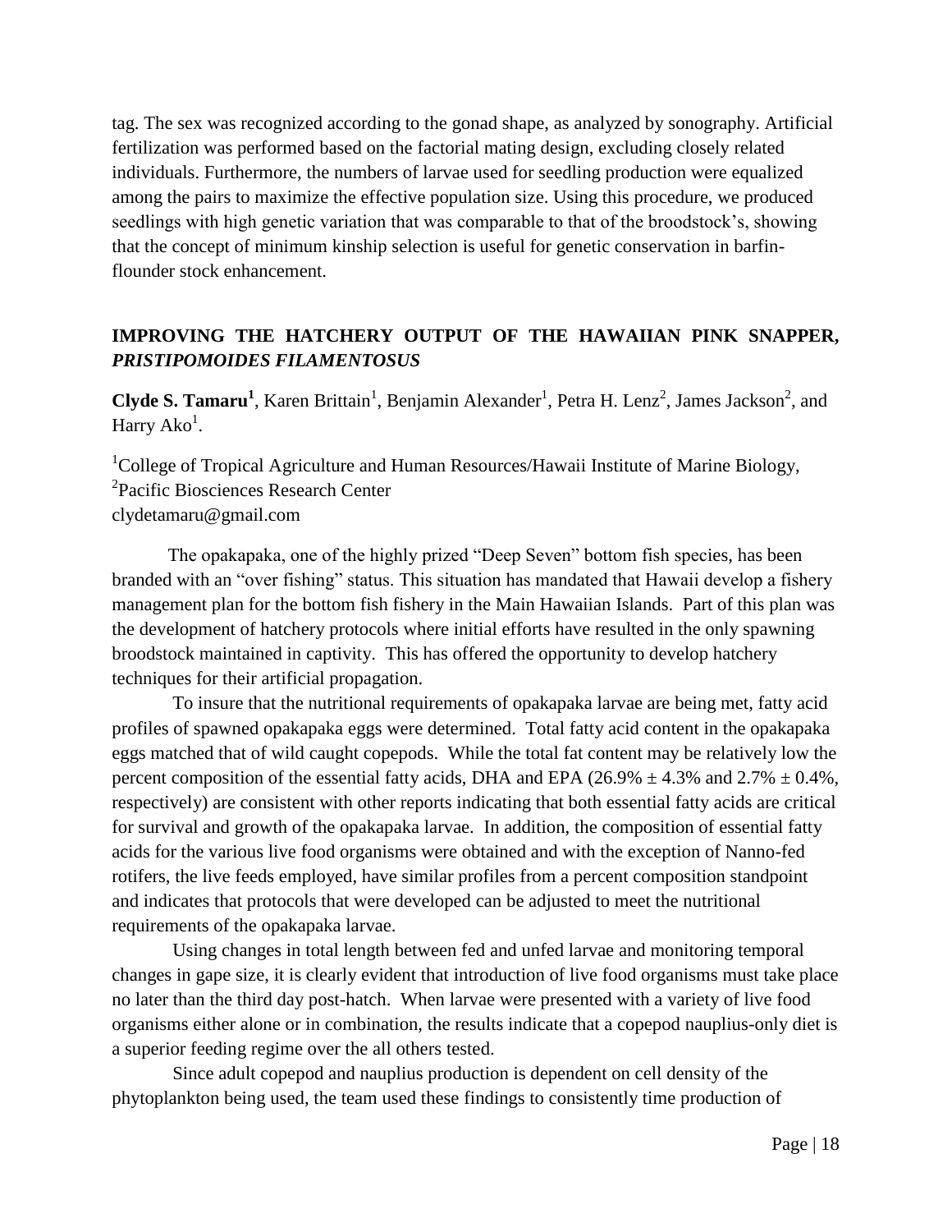tag. The sex was recognized according to the gonad shape, as analyzed by sonography. Artificial fertilization was performed based on the factorial mating design, excluding closely related individuals. Furthermore, the numbers of larvae used for seedling production were equalized among the pairs to maximize the effective population size. Using this procedure, we produced seedlings with high genetic variation that was comparable to that of the broodstock's, showing that the concept of minimum kinship selection is useful for genetic conservation in barfin-flounder stock enhancement.

## IMPROVING THE HATCHERY OUTPUT OF THE HAWAIIAN PINK SNAPPER, *PRISTIPOMOIDES FILAMENTOSUS*

**Clyde S. Tamaru[1]**, Karen Brittain[1], Benjamin Alexander[1], Petra H. Lenz[2], James Jackson[2], and Harry Ako[1].

[1]College of Tropical Agriculture and Human Resources/Hawaii Institute of Marine Biology,
[2]Pacific Biosciences Research Center
clydetamaru@gmail.com

The opakapaka, one of the highly prized "Deep Seven" bottom fish species, has been branded with an "over fishing" status. This situation has mandated that Hawaii develop a fishery management plan for the bottom fish fishery in the Main Hawaiian Islands. Part of this plan was the development of hatchery protocols where initial efforts have resulted in the only spawning broodstock maintained in captivity. This has offered the opportunity to develop hatchery techniques for their artificial propagation.

To insure that the nutritional requirements of opakapaka larvae are being met, fatty acid profiles of spawned opakapaka eggs were determined. Total fatty acid content in the opakapaka eggs matched that of wild caught copepods. While the total fat content may be relatively low the percent composition of the essential fatty acids, DHA and EPA (26.9% ± 4.3% and 2.7% ± 0.4%, respectively) are consistent with other reports indicating that both essential fatty acids are critical for survival and growth of the opakapaka larvae. In addition, the composition of essential fatty acids for the various live food organisms were obtained and with the exception of Nanno-fed rotifers, the live feeds employed, have similar profiles from a percent composition standpoint and indicates that protocols that were developed can be adjusted to meet the nutritional requirements of the opakapaka larvae.

Using changes in total length between fed and unfed larvae and monitoring temporal changes in gape size, it is clearly evident that introduction of live food organisms must take place no later than the third day post-hatch. When larvae were presented with a variety of live food organisms either alone or in combination, the results indicate that a copepod nauplius-only diet is a superior feeding regime over the all others tested.

Since adult copepod and nauplius production is dependent on cell density of the phytoplankton being used, the team used these findings to consistently time production of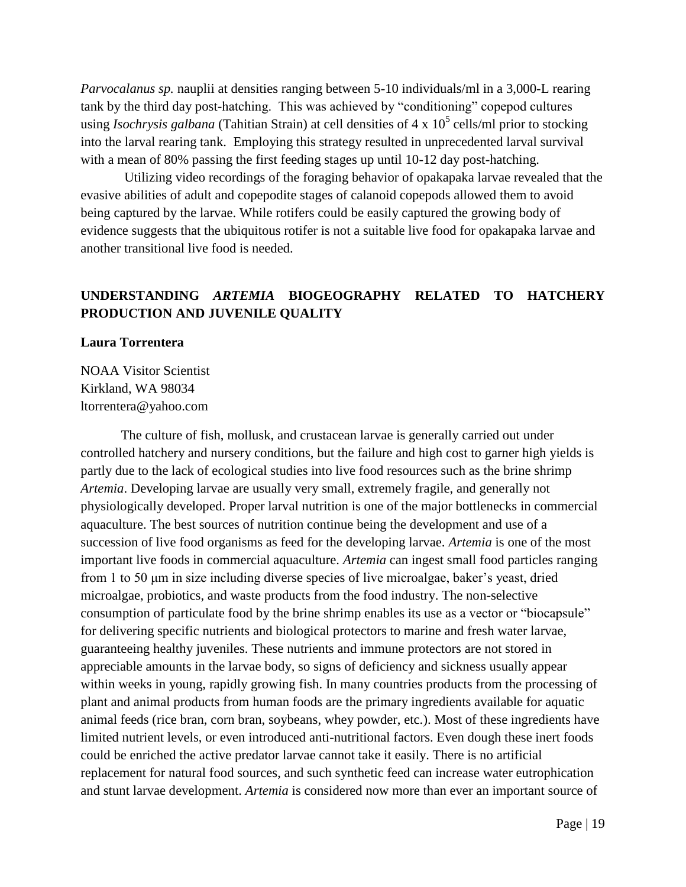*Parvocalanus sp.* nauplii at densities ranging between 5-10 individuals/ml in a 3,000-L rearing tank by the third day post-hatching. This was achieved by "conditioning" copepod cultures using *Isochrysis galbana* (Tahitian Strain) at cell densities of $4 \times 10^5$ cells/ml prior to stocking into the larval rearing tank. Employing this strategy resulted in unprecedented larval survival with a mean of 80% passing the first feeding stages up until 10-12 day post-hatching.

Utilizing video recordings of the foraging behavior of opakapaka larvae revealed that the evasive abilities of adult and copepodite stages of calanoid copepods allowed them to avoid being captured by the larvae. While rotifers could be easily captured the growing body of evidence suggests that the ubiquitous rotifer is not a suitable live food for opakapaka larvae and another transitional live food is needed.

## UNDERSTANDING *ARTEMIA* BIOGEOGRAPHY RELATED TO HATCHERY PRODUCTION AND JUVENILE QUALITY

**Laura Torrentera**

NOAA Visitor Scientist
Kirkland, WA 98034
ltorrentera@yahoo.com

The culture of fish, mollusk, and crustacean larvae is generally carried out under controlled hatchery and nursery conditions, but the failure and high cost to garner high yields is partly due to the lack of ecological studies into live food resources such as the brine shrimp *Artemia*. Developing larvae are usually very small, extremely fragile, and generally not physiologically developed. Proper larval nutrition is one of the major bottlenecks in commercial aquaculture. The best sources of nutrition continue being the development and use of a succession of live food organisms as feed for the developing larvae. *Artemia* is one of the most important live foods in commercial aquaculture. *Artemia* can ingest small food particles ranging from 1 to 50 μm in size including diverse species of live microalgae, baker's yeast, dried microalgae, probiotics, and waste products from the food industry. The non-selective consumption of particulate food by the brine shrimp enables its use as a vector or "biocapsule" for delivering specific nutrients and biological protectors to marine and fresh water larvae, guaranteeing healthy juveniles. These nutrients and immune protectors are not stored in appreciable amounts in the larvae body, so signs of deficiency and sickness usually appear within weeks in young, rapidly growing fish. In many countries products from the processing of plant and animal products from human foods are the primary ingredients available for aquatic animal feeds (rice bran, corn bran, soybeans, whey powder, etc.). Most of these ingredients have limited nutrient levels, or even introduced anti-nutritional factors. Even dough these inert foods could be enriched the active predator larvae cannot take it easily. There is no artificial replacement for natural food sources, and such synthetic feed can increase water eutrophication and stunt larvae development. *Artemia* is considered now more than ever an important source of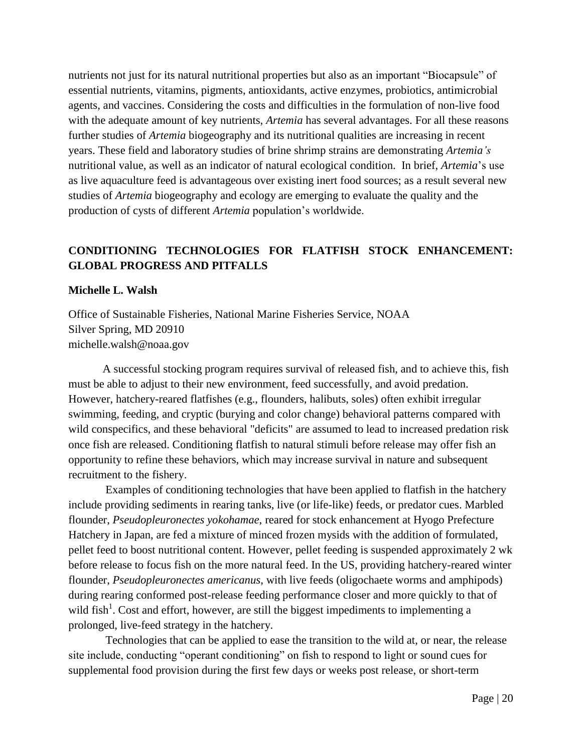nutrients not just for its natural nutritional properties but also as an important "Biocapsule" of essential nutrients, vitamins, pigments, antioxidants, active enzymes, probiotics, antimicrobial agents, and vaccines. Considering the costs and difficulties in the formulation of non-live food with the adequate amount of key nutrients, *Artemia* has several advantages. For all these reasons further studies of *Artemia* biogeography and its nutritional qualities are increasing in recent years. These field and laboratory studies of brine shrimp strains are demonstrating *Artemia's* nutritional value, as well as an indicator of natural ecological condition. In brief, *Artemia*'s use as live aquaculture feed is advantageous over existing inert food sources; as a result several new studies of *Artemia* biogeography and ecology are emerging to evaluate the quality and the production of cysts of different *Artemia* population's worldwide.

## CONDITIONING TECHNOLOGIES FOR FLATFISH STOCK ENHANCEMENT: GLOBAL PROGRESS AND PITFALLS

**Michelle L. Walsh**

Office of Sustainable Fisheries, National Marine Fisheries Service, NOAA
Silver Spring, MD 20910
michelle.walsh@noaa.gov

A successful stocking program requires survival of released fish, and to achieve this, fish must be able to adjust to their new environment, feed successfully, and avoid predation. However, hatchery-reared flatfishes (e.g., flounders, halibuts, soles) often exhibit irregular swimming, feeding, and cryptic (burying and color change) behavioral patterns compared with wild conspecifics, and these behavioral "deficits" are assumed to lead to increased predation risk once fish are released. Conditioning flatfish to natural stimuli before release may offer fish an opportunity to refine these behaviors, which may increase survival in nature and subsequent recruitment to the fishery.

Examples of conditioning technologies that have been applied to flatfish in the hatchery include providing sediments in rearing tanks, live (or life-like) feeds, or predator cues. Marbled flounder, *Pseudopleuronectes yokohamae*, reared for stock enhancement at Hyogo Prefecture Hatchery in Japan, are fed a mixture of minced frozen mysids with the addition of formulated, pellet feed to boost nutritional content. However, pellet feeding is suspended approximately 2 wk before release to focus fish on the more natural feed. In the US, providing hatchery-reared winter flounder, *Pseudopleuronectes americanus*, with live feeds (oligochaete worms and amphipods) during rearing conformed post-release feeding performance closer and more quickly to that of wild fish[1]. Cost and effort, however, are still the biggest impediments to implementing a prolonged, live-feed strategy in the hatchery.

Technologies that can be applied to ease the transition to the wild at, or near, the release site include, conducting "operant conditioning" on fish to respond to light or sound cues for supplemental food provision during the first few days or weeks post release, or short-term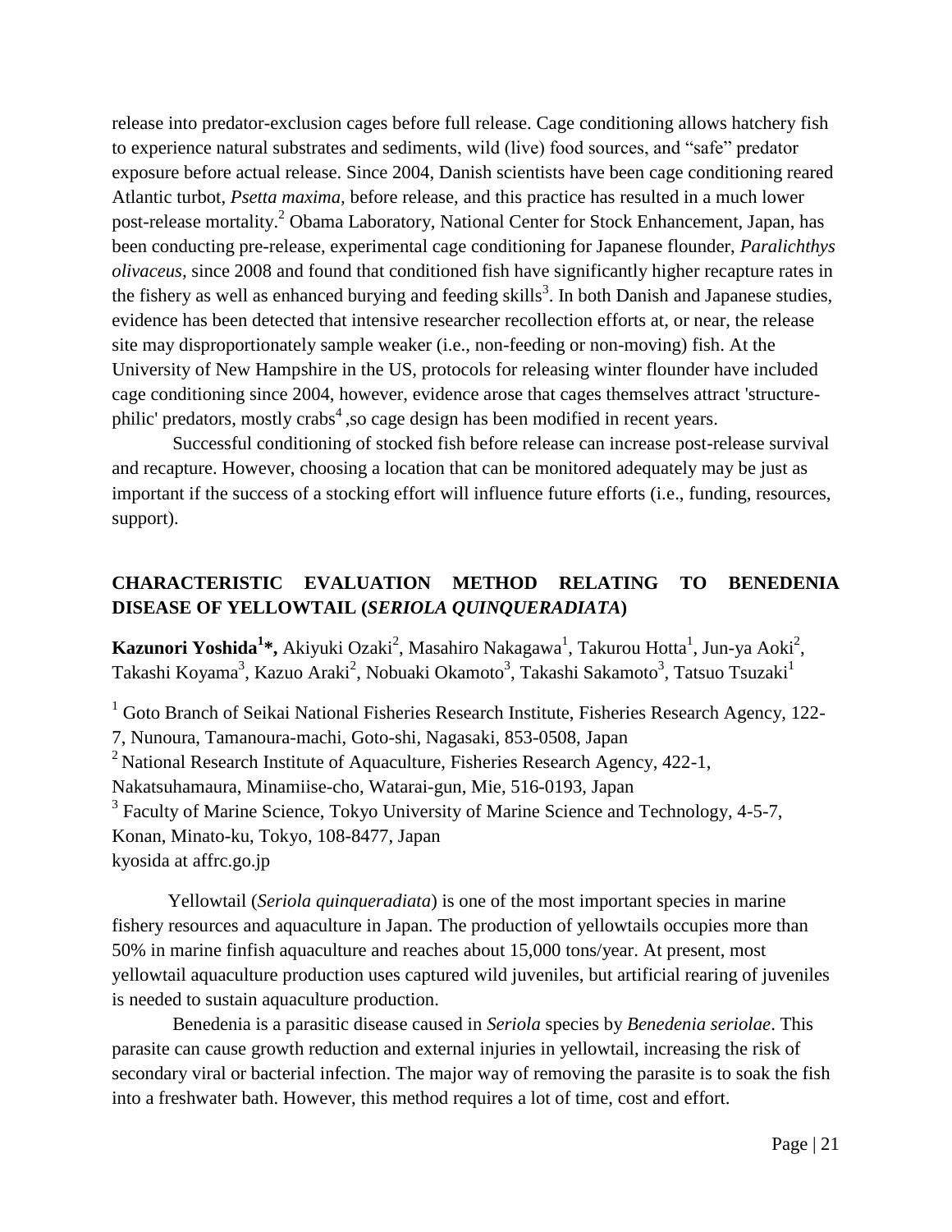release into predator-exclusion cages before full release. Cage conditioning allows hatchery fish to experience natural substrates and sediments, wild (live) food sources, and "safe" predator exposure before actual release. Since 2004, Danish scientists have been cage conditioning reared Atlantic turbot, *Psetta maxima,* before release, and this practice has resulted in a much lower post-release mortality.[2] Obama Laboratory, National Center for Stock Enhancement, Japan, has been conducting pre-release, experimental cage conditioning for Japanese flounder, *Paralichthys olivaceus,* since 2008 and found that conditioned fish have significantly higher recapture rates in the fishery as well as enhanced burying and feeding skills[3]. In both Danish and Japanese studies, evidence has been detected that intensive researcher recollection efforts at, or near, the release site may disproportionately sample weaker (i.e., non-feeding or non-moving) fish. At the University of New Hampshire in the US, protocols for releasing winter flounder have included cage conditioning since 2004, however, evidence arose that cages themselves attract 'structure-philic' predators, mostly crabs[4] ,so cage design has been modified in recent years.

Successful conditioning of stocked fish before release can increase post-release survival and recapture. However, choosing a location that can be monitored adequately may be just as important if the success of a stocking effort will influence future efforts (i.e., funding, resources, support).

## CHARACTERISTIC EVALUATION METHOD RELATING TO BENEDENIA DISEASE OF YELLOWTAIL (*SERIOLA QUINQUERADIATA*)

**Kazunori Yoshida[1]\*,** Akiyuki Ozaki[2], Masahiro Nakagawa[1], Takurou Hotta[1], Jun-ya Aoki[2], Takashi Koyama[3], Kazuo Araki[2], Nobuaki Okamoto[3], Takashi Sakamoto[3], Tatsuo Tsuzaki[1]

[1] Goto Branch of Seikai National Fisheries Research Institute, Fisheries Research Agency, 122-7, Nunoura, Tamanoura-machi, Goto-shi, Nagasaki, 853-0508, Japan
[2] National Research Institute of Aquaculture, Fisheries Research Agency, 422-1, Nakatsuhamaura, Minamiise-cho, Watarai-gun, Mie, 516-0193, Japan
[3] Faculty of Marine Science, Tokyo University of Marine Science and Technology, 4-5-7, Konan, Minato-ku, Tokyo, 108-8477, Japan
kyosida at affrc.go.jp

Yellowtail (*Seriola quinqueradiata*) is one of the most important species in marine fishery resources and aquaculture in Japan. The production of yellowtails occupies more than 50% in marine finfish aquaculture and reaches about 15,000 tons/year. At present, most yellowtail aquaculture production uses captured wild juveniles, but artificial rearing of juveniles is needed to sustain aquaculture production.

Benedenia is a parasitic disease caused in *Seriola* species by *Benedenia seriolae*. This parasite can cause growth reduction and external injuries in yellowtail, increasing the risk of secondary viral or bacterial infection. The major way of removing the parasite is to soak the fish into a freshwater bath. However, this method requires a lot of time, cost and effort.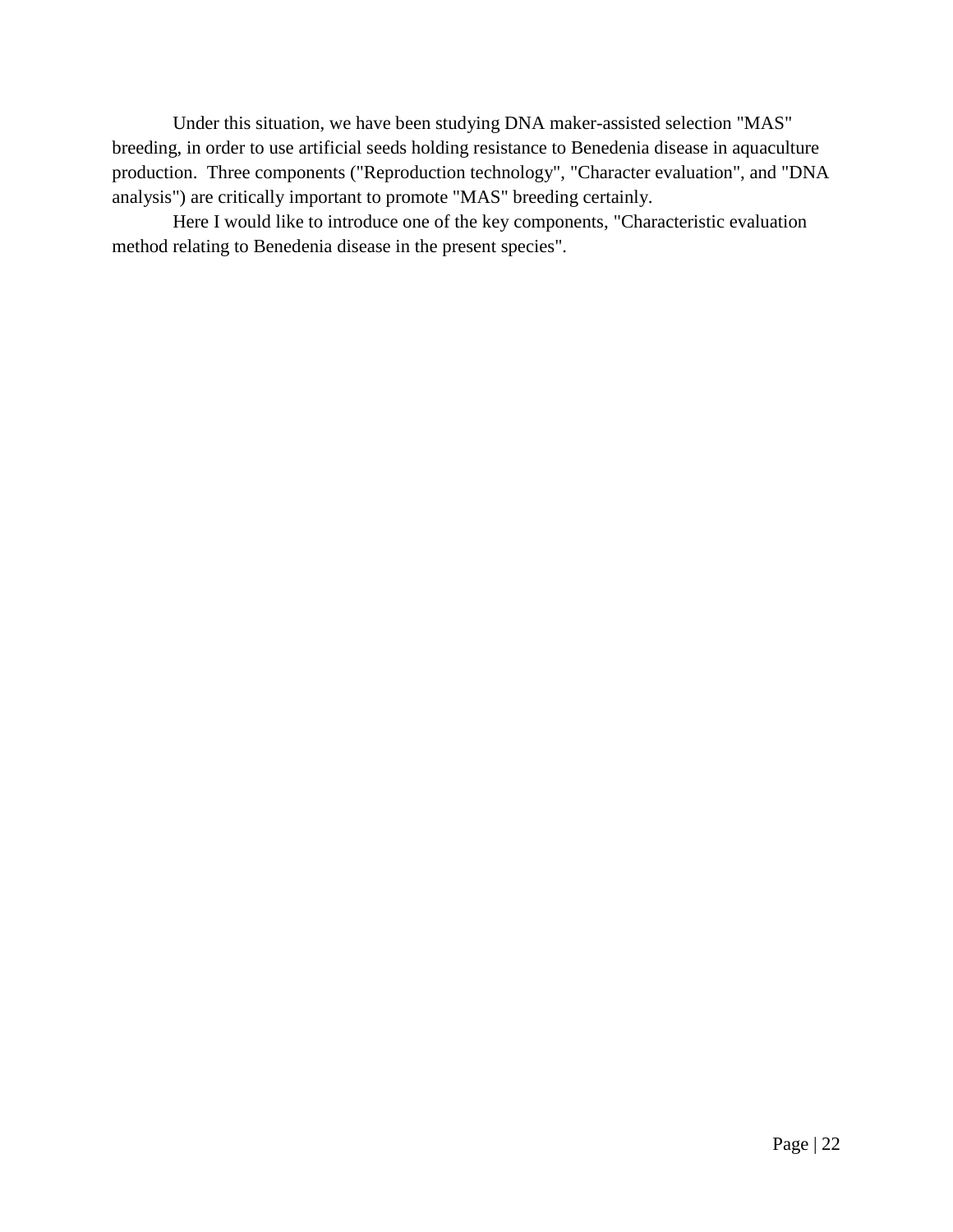Under this situation, we have been studying DNA maker-assisted selection "MAS" breeding, in order to use artificial seeds holding resistance to Benedenia disease in aquaculture production. Three components ("Reproduction technology", "Character evaluation", and "DNA analysis") are critically important to promote "MAS" breeding certainly.

Here I would like to introduce one of the key components, "Characteristic evaluation method relating to Benedenia disease in the present species".